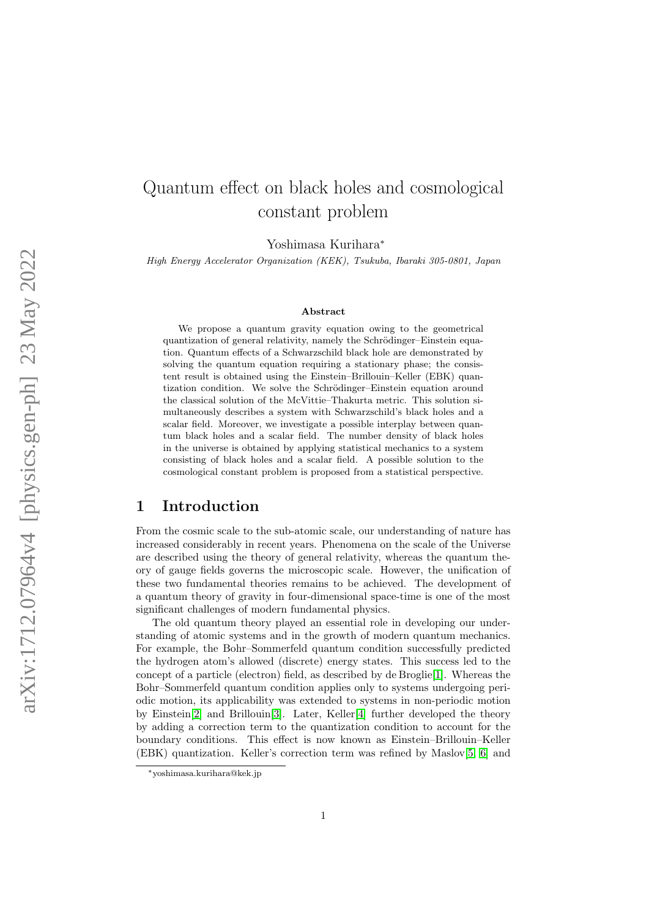# Quantum effect on black holes and cosmological constant problem

Yoshimasa Kurihara*

*High Energy Accelerator Organization (KEK), Tsukuba, Ibaraki 305-0801, Japan*

### Abstract

We propose a quantum gravity equation owing to the geometrical quantization of general relativity, namely the Schrödinger–Einstein equation. Quantum effects of a Schwarzschild black hole are demonstrated by solving the quantum equation requiring a stationary phase; the consistent result is obtained using the Einstein–Brillouin–Keller (EBK) quantization condition. We solve the Schrödinger–Einstein equation around the classical solution of the McVittie–Thakurta metric. This solution simultaneously describes a system with Schwarzschild's black holes and a scalar field. Moreover, we investigate a possible interplay between quantum black holes and a scalar field. The number density of black holes in the universe is obtained by applying statistical mechanics to a system consisting of black holes and a scalar field. A possible solution to the cosmological constant problem is proposed from a statistical perspective.

## 1 Introduction

From the cosmic scale to the sub-atomic scale, our understanding of nature has increased considerably in recent years. Phenomena on the scale of the Universe are described using the theory of general relativity, whereas the quantum theory of gauge fields governs the microscopic scale. However, the unification of these two fundamental theories remains to be achieved. The development of a quantum theory of gravity in four-dimensional space-time is one of the most significant challenges of modern fundamental physics.

The old quantum theory played an essential role in developing our understanding of atomic systems and in the growth of modern quantum mechanics. For example, the Bohr–Sommerfeld quantum condition successfully predicted the hydrogen atom's allowed (discrete) energy states. This success led to the concept of a particle (electron) field, as described by de Broglie[1]. Whereas the Bohr–Sommerfeld quantum condition applies only to systems undergoing periodic motion, its applicability was extended to systems in non-periodic motion by Einstein[2] and Brillouin[3]. Later, Keller[4] further developed the theory by adding a correction term to the quantization condition to account for the boundary conditions. This effect is now known as Einstein–Brillouin–Keller (EBK) quantization. Keller's correction term was refined by Maslov[5, 6] and

*yoshimasa.kurihara@kek.jp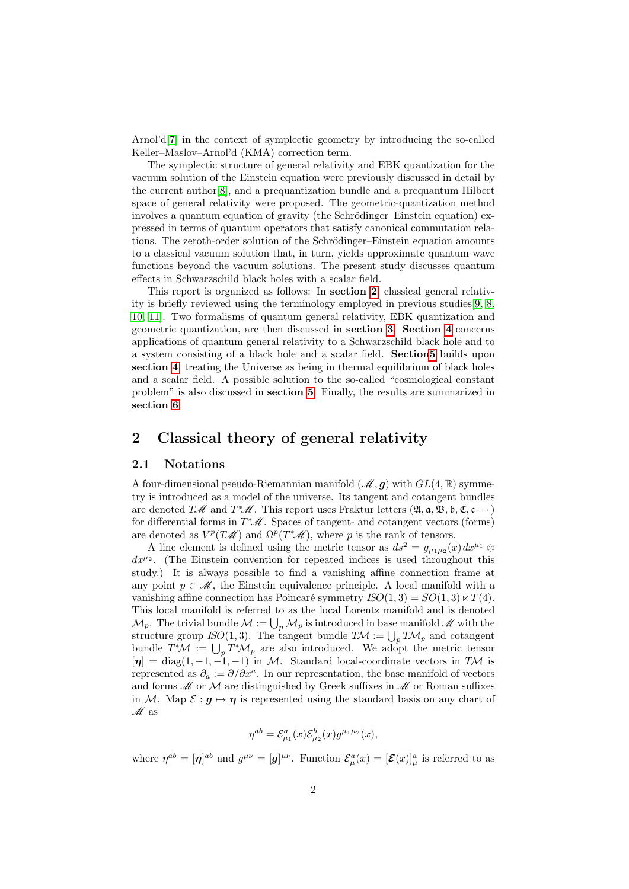Arnol'd[7] in the context of symplectic geometry by introducing the so-called Keller–Maslov–Arnol'd (KMA) correction term.

The symplectic structure of general relativity and EBK quantization for the vacuum solution of the Einstein equation were previously discussed in detail by the current author[8], and a prequantization bundle and a prequantum Hilbert space of general relativity were proposed. The geometric-quantization method involves a quantum equation of gravity (the Schrödinger–Einstein equation) expressed in terms of quantum operators that satisfy canonical commutation relations. The zeroth-order solution of the Schrödinger–Einstein equation amounts to a classical vacuum solution that, in turn, yields approximate quantum wave functions beyond the vacuum solutions. The present study discusses quantum effects in Schwarzschild black holes with a scalar field.

This report is organized as follows: In **section 2**, classical general relativity is briefly reviewed using the terminology employed in previous studies[9, 8, 10, 11]. Two formalisms of quantum general relativity, EBK quantization and geometric quantization, are then discussed in **section 3**. **Section 4** concerns applications of quantum general relativity to a Schwarzschild black hole and to a system consisting of a black hole and a scalar field. **Section5** builds upon **section 4**, treating the Universe as being in thermal equilibrium of black holes and a scalar field. A possible solution to the so-called "cosmological constant problem" is also discussed in **section 5**. Finally, the results are summarized in **section 6**.

## 2 Classical theory of general relativity

### 2.1 Notations

A four-dimensional pseudo-Riemannian manifold $(\mathscr{M}, \boldsymbol{g})$ with $GL(4,\mathbb{R})$ symmetry is introduced as a model of the universe. Its tangent and cotangent bundles are denoted $T\mathscr{M}$ and $T^*\mathscr{M}$. This report uses Fraktur letters ($\mathfrak{A}, \mathfrak{a}, \mathfrak{B}, \mathfrak{b}, \mathfrak{C}, \mathfrak{c}\cdots$) for differential forms in $T^*\mathscr{M}$. Spaces of tangent- and cotangent vectors (forms) are denoted as $V^p(T\mathscr{M})$ and $\Omega^p(T^*\mathscr{M})$, where $p$ is the rank of tensors.

A line element is defined using the metric tensor as $ds^2 = g_{\mu_1\mu_2}(x)\, dx^{\mu_1} \otimes dx^{\mu_2}$. (The Einstein convention for repeated indices is used throughout this study.) It is always possible to find a vanishing affine connection frame at any point $p \in \mathscr{M}$, the Einstein equivalence principle. A local manifold with a vanishing affine connection has Poincaré symmetry $ISO(1,3) = SO(1,3) \ltimes T(4)$. This local manifold is referred to as the local Lorentz manifold and is denoted $\mathcal{M}_p$. The trivial bundle $\mathcal{M} := \bigcup_p \mathcal{M}_p$ is introduced in base manifold $\mathscr{M}$ with the structure group $ISO(1,3)$. The tangent bundle $T\mathcal{M} := \bigcup_p T\mathcal{M}_p$ and cotangent bundle $T^*\mathcal{M} := \bigcup_p T^*\mathcal{M}_p$ are also introduced. We adopt the metric tensor $[\boldsymbol{\eta}] = \mathrm{diag}(1,-1,-1,-1)$ in $\mathcal{M}$. Standard local-coordinate vectors in $T\mathcal{M}$ is represented as $\partial_a := \partial/\partial x^a$. In our representation, the base manifold of vectors and forms $\mathscr{M}$ or $\mathcal{M}$ are distinguished by Greek suffixes in $\mathscr{M}$ or Roman suffixes in $\mathcal{M}$. Map $\mathcal{E} : \boldsymbol{g} \mapsto \boldsymbol{\eta}$ is represented using the standard basis on any chart of $\mathscr{M}$ as

$$\eta^{ab} = \mathcal{E}^a_{\mu_1}(x)\mathcal{E}^b_{\mu_2}(x)g^{\mu_1\mu_2}(x),$$

where $\eta^{ab} = [\boldsymbol{\eta}]^{ab}$ and $g^{\mu\nu} = [\boldsymbol{g}]^{\mu\nu}$. Function $\mathcal{E}^a_\mu(x) = [\boldsymbol{\mathcal{E}}(x)]^a_\mu$ is referred to as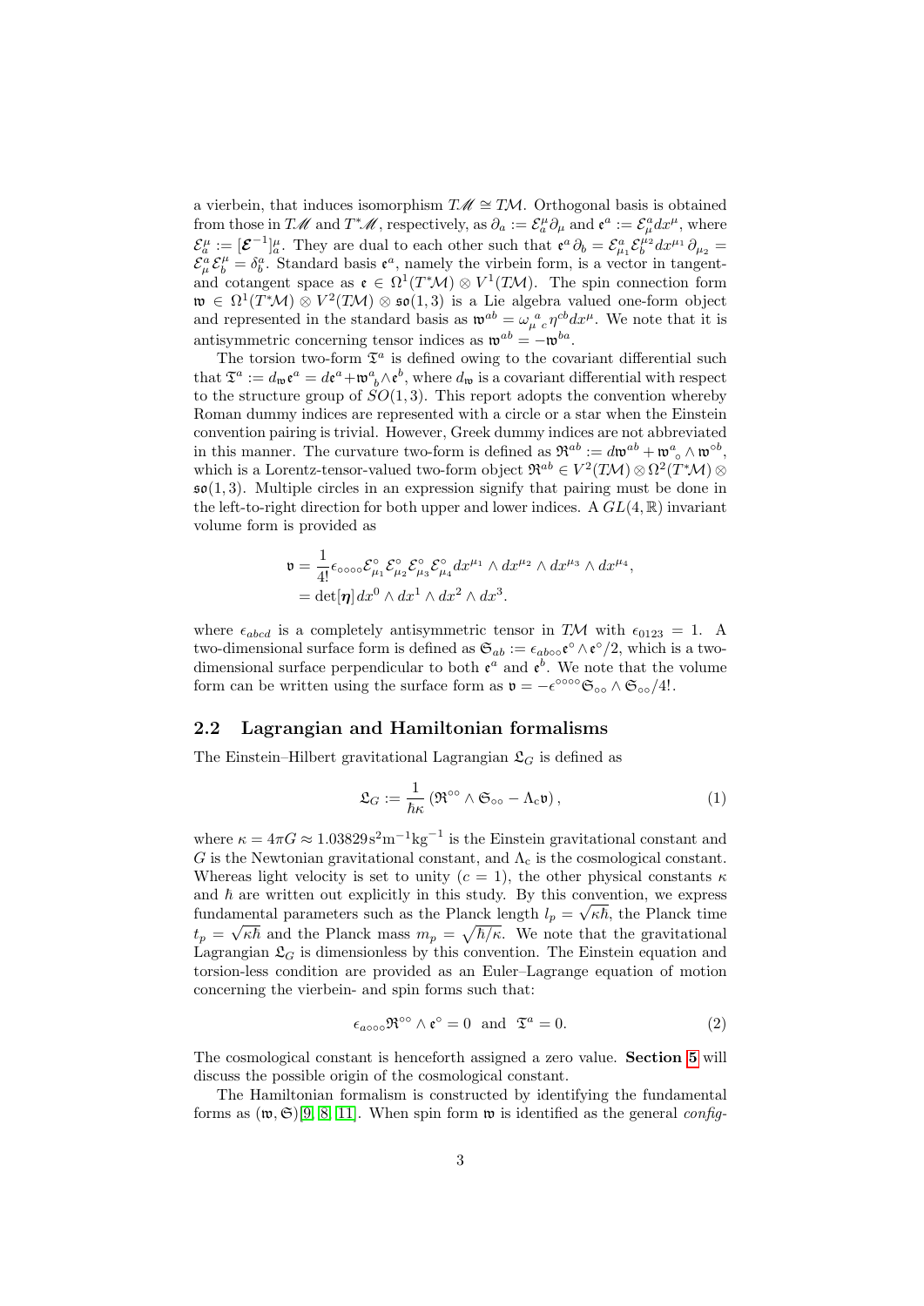a vierbein, that induces isomorphism $T\mathscr{M} \cong T\mathcal{M}$. Orthogonal basis is obtained from those in $T\mathscr{M}$ and $T^*\mathscr{M}$, respectively, as $\partial_a := \mathcal{E}^\mu_a \partial_\mu$ and $\mathfrak{e}^a := \mathcal{E}^a_\mu dx^\mu$, where $\mathcal{E}^\mu_a := [\boldsymbol{\mathcal{E}}^{-1}]^\mu_a$. They are dual to each other such that $\mathfrak{e}^a \partial_b = \mathcal{E}^a_{\mu_1} \mathcal{E}^{\mu_2}_b dx^{\mu_1} \partial_{\mu_2} = \mathcal{E}^a_\mu \mathcal{E}^\mu_b = \delta^a_b$. Standard basis $\mathfrak{e}^a$, namely the virbein form, is a vector in tangent- and cotangent space as $\mathfrak{e} \in \Omega^1(T^*\mathcal{M}) \otimes V^1(T\mathcal{M})$. The spin connection form $\mathfrak{w} \in \Omega^1(T^*\mathcal{M}) \otimes V^2(T\mathcal{M}) \otimes \mathfrak{so}(1,3)$ is a Lie algebra valued one-form object and represented in the standard basis as $\mathfrak{w}^{ab} = \omega_\mu{}^a{}_c \eta^{cb} dx^\mu$. We note that it is antisymmetric concerning tensor indices as $\mathfrak{w}^{ab} = -\mathfrak{w}^{ba}$.

The torsion two-form $\mathfrak{T}^a$ is defined owing to the covariant differential such that $\mathfrak{T}^a := d_\mathfrak{w} \mathfrak{e}^a = d\mathfrak{e}^a + \mathfrak{w}^a{}_b \wedge \mathfrak{e}^b$, where $d_\mathfrak{w}$ is a covariant differential with respect to the structure group of $SO(1,3)$. This report adopts the convention whereby Roman dummy indices are represented with a circle or a star when the Einstein convention pairing is trivial. However, Greek dummy indices are not abbreviated in this manner. The curvature two-form is defined as $\mathfrak{R}^{ab} := d\mathfrak{w}^{ab} + \mathfrak{w}^a{}_\circ \wedge \mathfrak{w}^{\circ b}$, which is a Lorentz-tensor-valued two-form object $\mathfrak{R}^{ab} \in V^2(T\mathcal{M}) \otimes \Omega^2(T^*\mathcal{M}) \otimes \mathfrak{so}(1,3)$. Multiple circles in an expression signify that pairing must be done in the left-to-right direction for both upper and lower indices. A $GL(4,\mathbb{R})$ invariant volume form is provided as

$$
\begin{aligned}
\mathfrak{v} &= \frac{1}{4!} \epsilon_{\circ\circ\circ\circ} \mathcal{E}^\circ_{\mu_1} \mathcal{E}^\circ_{\mu_2} \mathcal{E}^\circ_{\mu_3} \mathcal{E}^\circ_{\mu_4} dx^{\mu_1} \wedge dx^{\mu_2} \wedge dx^{\mu_3} \wedge dx^{\mu_4}, \\
&= \det[\boldsymbol{\eta}]\, dx^0 \wedge dx^1 \wedge dx^2 \wedge dx^3.
\end{aligned}
$$

where $\epsilon_{abcd}$ is a completely antisymmetric tensor in $T\mathcal{M}$ with $\epsilon_{0123} = 1$. A two-dimensional surface form is defined as $\mathfrak{S}_{ab} := \epsilon_{ab\circ\circ} \mathfrak{e}^\circ \wedge \mathfrak{e}^\circ / 2$, which is a two-dimensional surface perpendicular to both $\mathfrak{e}^a$ and $\mathfrak{e}^b$. We note that the volume form can be written using the surface form as $\mathfrak{v} = -\epsilon^{\circ\circ\circ\circ} \mathfrak{S}_{\circ\circ} \wedge \mathfrak{S}_{\circ\circ}/4!$.

## 2.2 Lagrangian and Hamiltonian formalisms

The Einstein–Hilbert gravitational Lagrangian $\mathfrak{L}_G$ is defined as

$$
\mathfrak{L}_G := \frac{1}{\hbar\kappa} \left( \mathfrak{R}^{\circ\circ} \wedge \mathfrak{S}_{\circ\circ} - \Lambda_c \mathfrak{v} \right), \tag{1}
$$

where $\kappa = 4\pi G \approx 1.03829\,\mathrm{s}^2\mathrm{m}^{-1}\mathrm{kg}^{-1}$ is the Einstein gravitational constant and $G$ is the Newtonian gravitational constant, and $\Lambda_c$ is the cosmological constant. Whereas light velocity is set to unity ($c = 1$), the other physical constants $\kappa$ and $\hbar$ are written out explicitly in this study. By this convention, we express fundamental parameters such as the Planck length $l_p = \sqrt{\kappa\hbar}$, the Planck time $t_p = \sqrt{\kappa\hbar}$ and the Planck mass $m_p = \sqrt{\hbar/\kappa}$. We note that the gravitational Lagrangian $\mathfrak{L}_G$ is dimensionless by this convention. The Einstein equation and torsion-less condition are provided as an Euler–Lagrange equation of motion concerning the vierbein- and spin forms such that:

$$
\epsilon_{a\circ\circ\circ} \mathfrak{R}^{\circ\circ} \wedge \mathfrak{e}^\circ = 0 \;\; \text{and} \;\; \mathfrak{T}^a = 0. \tag{2}
$$

The cosmological constant is henceforth assigned a zero value. **Section 5** will discuss the possible origin of the cosmological constant.

The Hamiltonian formalism is constructed by identifying the fundamental forms as $(\mathfrak{w}, \mathfrak{S})$[9, 8, 11]. When spin form $\mathfrak{w}$ is identified as the general *config-*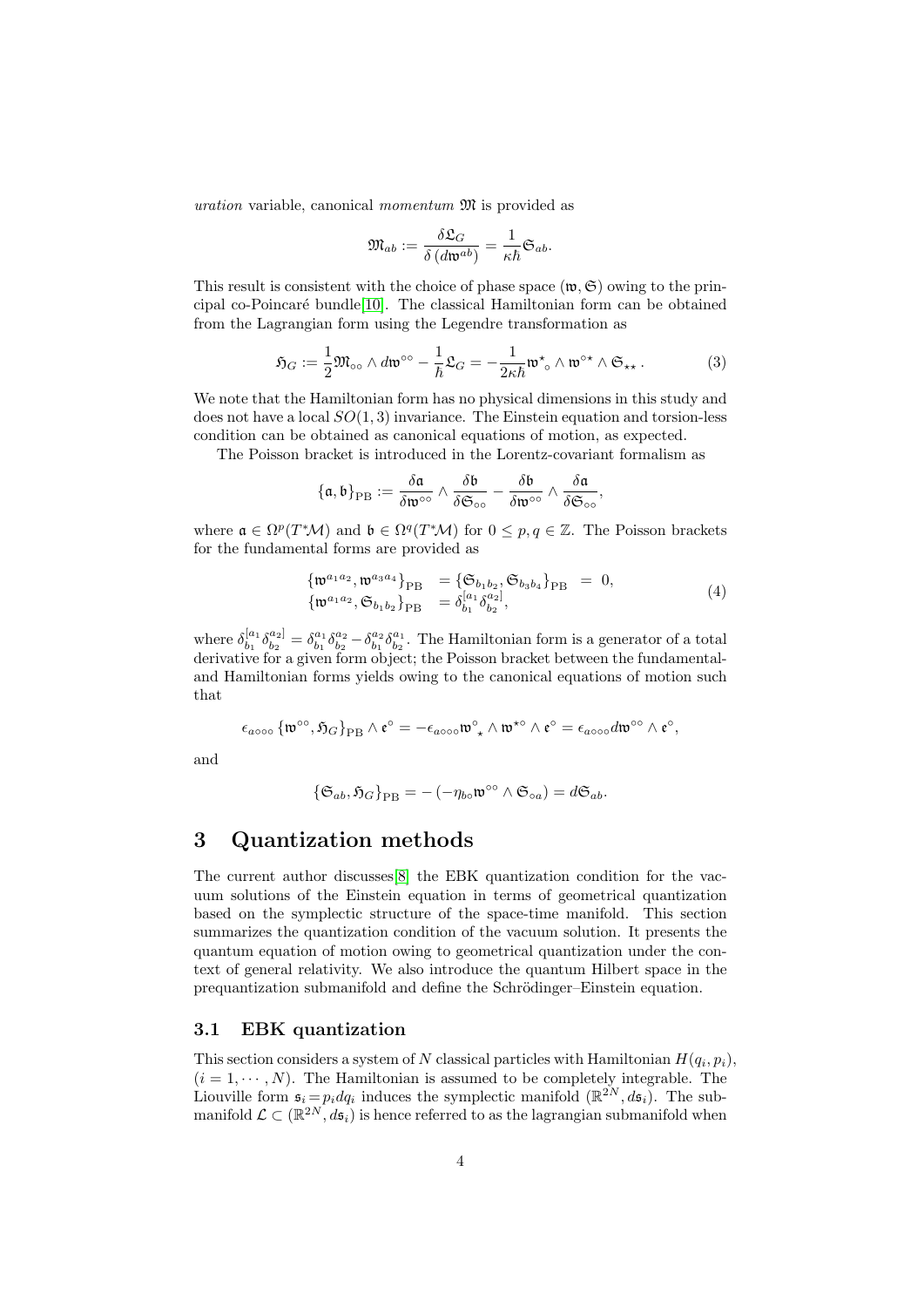*uration* variable, canonical *momentum* $\mathfrak{M}$ is provided as

$$\mathfrak{M}_{ab} := \frac{\delta \mathfrak{L}_G}{\delta\left(d\mathfrak{w}^{ab}\right)} = \frac{1}{\kappa\hbar}\mathfrak{S}_{ab}.$$

This result is consistent with the choice of phase space $(\mathfrak{w}, \mathfrak{S})$ owing to the principal co-Poincaré bundle[10]. The classical Hamiltonian form can be obtained from the Lagrangian form using the Legendre transformation as

$$\mathfrak{H}_G := \frac{1}{2}\mathfrak{M}_{\circ\circ} \wedge d\mathfrak{w}^{\circ\circ} - \frac{1}{\hbar}\mathfrak{L}_G = -\frac{1}{2\kappa\hbar}\mathfrak{w}^{\star}{}_{\circ} \wedge \mathfrak{w}^{\circ\star} \wedge \mathfrak{S}_{\star\star}\,. \tag{3}$$

We note that the Hamiltonian form has no physical dimensions in this study and does not have a local $SO(1,3)$ invariance. The Einstein equation and torsion-less condition can be obtained as canonical equations of motion, as expected.

The Poisson bracket is introduced in the Lorentz-covariant formalism as

$$\{\mathfrak{a}, \mathfrak{b}\}_{\mathrm{PB}} := \frac{\delta \mathfrak{a}}{\delta \mathfrak{w}^{\circ\circ}} \wedge \frac{\delta \mathfrak{b}}{\delta \mathfrak{S}_{\circ\circ}} - \frac{\delta \mathfrak{b}}{\delta \mathfrak{w}^{\circ\circ}} \wedge \frac{\delta \mathfrak{a}}{\delta \mathfrak{S}_{\circ\circ}},$$

where $\mathfrak{a} \in \Omega^p(T^*\mathcal{M})$ and $\mathfrak{b} \in \Omega^q(T^*\mathcal{M})$ for $0 \leq p, q \in \mathbb{Z}$. The Poisson brackets for the fundamental forms are provided as

$$\begin{aligned}
\{\mathfrak{w}^{a_1a_2}, \mathfrak{w}^{a_3a_4}\}_{\mathrm{PB}} &= \{\mathfrak{S}_{b_1b_2}, \mathfrak{S}_{b_3b_4}\}_{\mathrm{PB}} \;=\; 0,\\
\{\mathfrak{w}^{a_1a_2}, \mathfrak{S}_{b_1b_2}\}_{\mathrm{PB}} &= \delta^{[a_1}_{b_1}\delta^{a_2]}_{b_2},
\end{aligned} \tag{4}$$

where $\delta^{[a_1}_{b_1}\delta^{a_2]}_{b_2} = \delta^{a_1}_{b_1}\delta^{a_2}_{b_2} - \delta^{a_2}_{b_1}\delta^{a_1}_{b_2}$. The Hamiltonian form is a generator of a total derivative for a given form object; the Poisson bracket between the fundamental- and Hamiltonian forms yields owing to the canonical equations of motion such that

$$\epsilon_{a\circ\circ\circ}\{\mathfrak{w}^{\circ\circ}, \mathfrak{H}_G\}_{\mathrm{PB}} \wedge \mathfrak{e}^{\circ} = -\epsilon_{a\circ\circ\circ}\mathfrak{w}^{\circ}{}_{\star} \wedge \mathfrak{w}^{\star\circ} \wedge \mathfrak{e}^{\circ} = \epsilon_{a\circ\circ\circ}d\mathfrak{w}^{\circ\circ} \wedge \mathfrak{e}^{\circ},$$

and

$$\{\mathfrak{S}_{ab}, \mathfrak{H}_G\}_{\mathrm{PB}} = -\left(-\eta_{b\circ}\mathfrak{w}^{\circ\circ} \wedge \mathfrak{S}_{\circ a}\right) = d\mathfrak{S}_{ab}.$$

# 3 Quantization methods

The current author discusses[8] the EBK quantization condition for the vacuum solutions of the Einstein equation in terms of geometrical quantization based on the symplectic structure of the space-time manifold. This section summarizes the quantization condition of the vacuum solution. It presents the quantum equation of motion owing to geometrical quantization under the context of general relativity. We also introduce the quantum Hilbert space in the prequantization submanifold and define the Schrödinger–Einstein equation.

## 3.1 EBK quantization

This section considers a system of $N$ classical particles with Hamiltonian $H(q_i, p_i)$, $(i = 1, \cdots, N)$. The Hamiltonian is assumed to be completely integrable. The Liouville form $\mathfrak{s}_i = p_i dq_i$ induces the symplectic manifold $(\mathbb{R}^{2N}, d\mathfrak{s}_i)$. The submanifold $\mathcal{L} \subset (\mathbb{R}^{2N}, d\mathfrak{s}_i)$ is hence referred to as the lagrangian submanifold when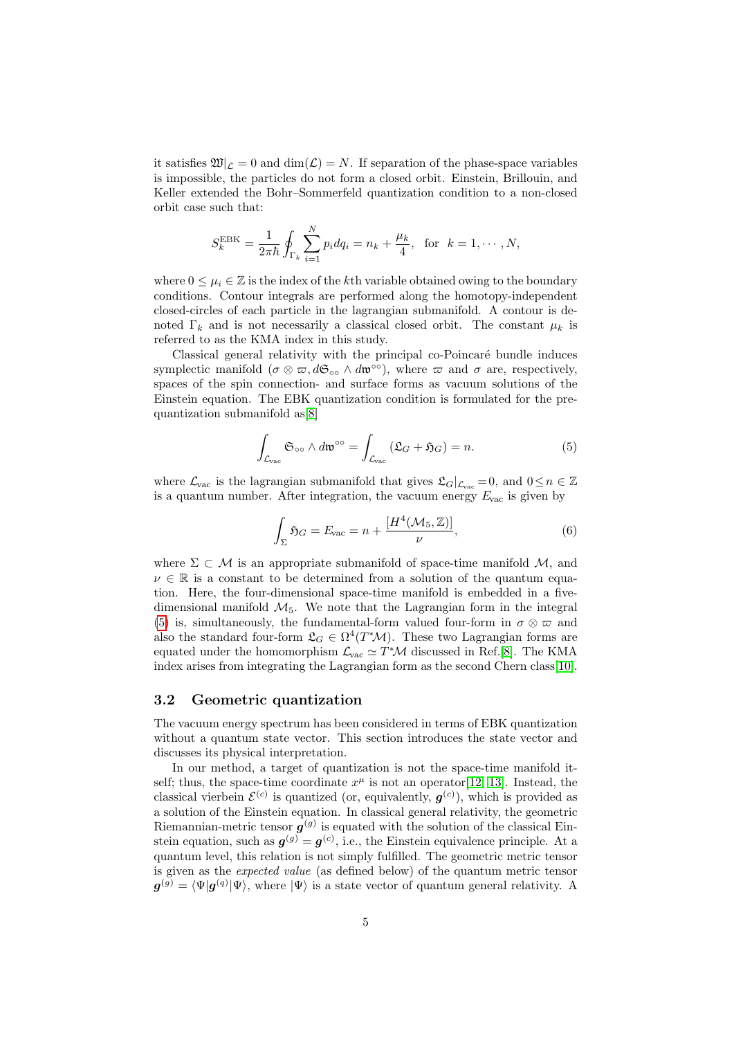it satisfies $\mathfrak{W}|_{\mathcal{L}} = 0$ and $\dim(\mathcal{L}) = N$. If separation of the phase-space variables is impossible, the particles do not form a closed orbit. Einstein, Brillouin, and Keller extended the Bohr–Sommerfeld quantization condition to a non-closed orbit case such that:

$$S_k^{\mathrm{EBK}} = \frac{1}{2\pi\hbar}\oint_{\Gamma_k}\sum_{i=1}^{N} p_i dq_i = n_k + \frac{\mu_k}{4}, \quad \text{for} \quad k = 1, \cdots, N,$$

where $0 \leq \mu_i \in \mathbb{Z}$ is the index of the $k$th variable obtained owing to the boundary conditions. Contour integrals are performed along the homotopy-independent closed-circles of each particle in the lagrangian submanifold. A contour is denoted $\Gamma_k$ and is not necessarily a classical closed orbit. The constant $\mu_k$ is referred to as the KMA index in this study.

Classical general relativity with the principal co-Poincaré bundle induces symplectic manifold $(\sigma \otimes \varpi, d\mathfrak{S}_{\circ\circ} \wedge d\mathfrak{w}^{\circ\circ})$, where $\varpi$ and $\sigma$ are, respectively, spaces of the spin connection- and surface forms as vacuum solutions of the Einstein equation. The EBK quantization condition is formulated for the pre-quantization submanifold as[8]

$$\int_{\mathcal{L}_{\mathrm{vac}}} \mathfrak{S}_{\circ\circ} \wedge d\mathfrak{w}^{\circ\circ} = \int_{\mathcal{L}_{\mathrm{vac}}} (\mathfrak{L}_G + \mathfrak{H}_G) = n. \tag{5}$$

where $\mathcal{L}_{\mathrm{vac}}$ is the lagrangian submanifold that gives $\mathfrak{L}_G|_{\mathcal{L}_{\mathrm{vac}}} = 0$, and $0 \leq n \in \mathbb{Z}$ is a quantum number. After integration, the vacuum energy $E_{\mathrm{vac}}$ is given by

$$\int_{\Sigma} \mathfrak{H}_G = E_{\mathrm{vac}} = n + \frac{[H^4(\mathcal{M}_5, \mathbb{Z})]}{\nu}, \tag{6}$$

where $\Sigma \subset \mathcal{M}$ is an appropriate submanifold of space-time manifold $\mathcal{M}$, and $\nu \in \mathbb{R}$ is a constant to be determined from a solution of the quantum equation. Here, the four-dimensional space-time manifold is embedded in a five-dimensional manifold $\mathcal{M}_5$. We note that the Lagrangian form in the integral (5) is, simultaneously, the fundamental-form valued four-form in $\sigma \otimes \varpi$ and also the standard four-form $\mathfrak{L}_G \in \Omega^4(T^*\mathcal{M})$. These two Lagrangian forms are equated under the homomorphism $\mathcal{L}_{\mathrm{vac}} \simeq T^*\mathcal{M}$ discussed in Ref.[8]. The KMA index arises from integrating the Lagrangian form as the second Chern class[10].

### 3.2 Geometric quantization

The vacuum energy spectrum has been considered in terms of EBK quantization without a quantum state vector. This section introduces the state vector and discusses its physical interpretation.

In our method, a target of quantization is not the space-time manifold itself; thus, the space-time coordinate $x^\mu$ is not an operator[12, 13]. Instead, the classical vierbein $\mathcal{E}^{(c)}$ is quantized (or, equivalently, $\boldsymbol{g}^{(c)}$), which is provided as a solution of the Einstein equation. In classical general relativity, the geometric Riemannian-metric tensor $\boldsymbol{g}^{(g)}$ is equated with the solution of the classical Einstein equation, such as $\boldsymbol{g}^{(g)} = \boldsymbol{g}^{(c)}$, i.e., the Einstein equivalence principle. At a quantum level, this relation is not simply fulfilled. The geometric metric tensor is given as the *expected value* (as defined below) of the quantum metric tensor $\boldsymbol{g}^{(g)} = \langle\Psi|\boldsymbol{g}^{(q)}|\Psi\rangle$, where $|\Psi\rangle$ is a state vector of quantum general relativity. A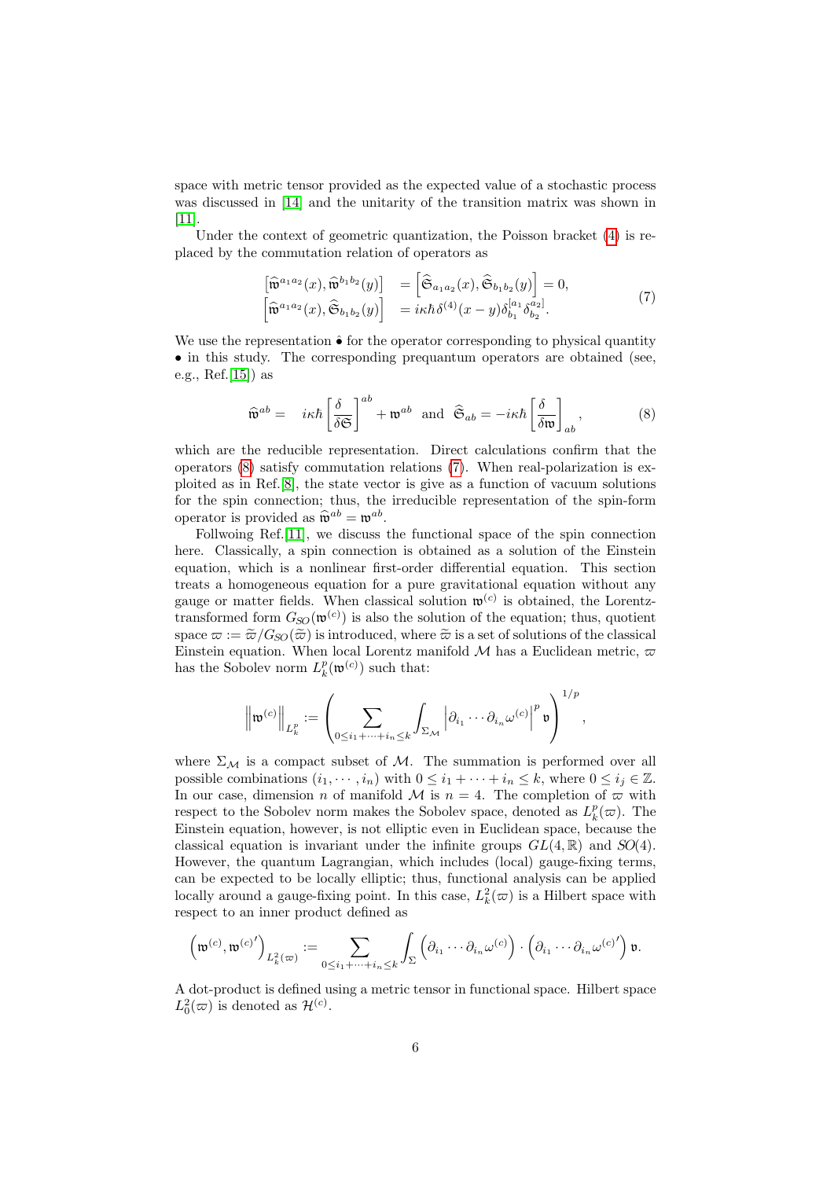space with metric tensor provided as the expected value of a stochastic process was discussed in [14] and the unitarity of the transition matrix was shown in [11].

Under the context of geometric quantization, the Poisson bracket (4) is replaced by the commutation relation of operators as

$$
\begin{aligned}
\left[\widehat{\mathfrak{w}}^{a_1a_2}(x), \widehat{\mathfrak{w}}^{b_1b_2}(y)\right] &= \left[\widehat{\mathfrak{S}}_{a_1a_2}(x), \widehat{\mathfrak{S}}_{b_1b_2}(y)\right] = 0, \\
\left[\widehat{\mathfrak{w}}^{a_1a_2}(x), \widehat{\mathfrak{S}}_{b_1b_2}(y)\right] &= i\kappa\hbar\,\delta^{(4)}(x-y)\,\delta^{[a_1}_{b_1}\delta^{a_2]}_{b_2}.
\end{aligned}
\tag{7}
$$

We use the representation $\hat{\bullet}$ for the operator corresponding to physical quantity $\bullet$ in this study. The corresponding prequantum operators are obtained (see, e.g., Ref.[15]) as

$$
\widehat{\mathfrak{w}}^{ab} = \quad i\kappa\hbar\left[\frac{\delta}{\delta\mathfrak{S}}\right]^{ab} + \mathfrak{w}^{ab} \;\;\text{and}\;\; \widehat{\mathfrak{S}}_{ab} = -i\kappa\hbar\left[\frac{\delta}{\delta\mathfrak{w}}\right]_{ab},
\tag{8}
$$

which are the reducible representation. Direct calculations confirm that the operators (8) satisfy commutation relations (7). When real-polarization is exploited as in Ref.[8], the state vector is give as a function of vacuum solutions for the spin connection; thus, the irreducible representation of the spin-form operator is provided as $\widehat{\mathfrak{w}}^{ab} = \mathfrak{w}^{ab}$.

Follwoing Ref.[11], we discuss the functional space of the spin connection here. Classically, a spin connection is obtained as a solution of the Einstein equation, which is a nonlinear first-order differential equation. This section treats a homogeneous equation for a pure gravitational equation without any gauge or matter fields. When classical solution $\mathfrak{w}^{(c)}$ is obtained, the Lorentz-transformed form $G_{SO}(\mathfrak{w}^{(c)})$ is also the solution of the equation; thus, quotient space $\varpi := \widetilde{\varpi}/G_{SO}(\widetilde{\varpi})$ is introduced, where $\widetilde{\varpi}$ is a set of solutions of the classical Einstein equation. When local Lorentz manifold $\mathcal{M}$ has a Euclidean metric, $\varpi$ has the Sobolev norm $L^p_k(\mathfrak{w}^{(c)})$ such that:

$$
\left\|\mathfrak{w}^{(c)}\right\|_{L^p_k} := \left(\sum_{0\leq i_1+\cdots+i_n\leq k}\int_{\Sigma_{\mathcal{M}}}\left|\partial_{i_1}\cdots\partial_{i_n}\omega^{(c)}\right|^p\mathfrak{v}\right)^{1/p},
$$

where $\Sigma_{\mathcal{M}}$ is a compact subset of $\mathcal{M}$. The summation is performed over all possible combinations $(i_1,\cdots,i_n)$ with $0\leq i_1+\cdots+i_n\leq k$, where $0\leq i_j\in\mathbb{Z}$. In our case, dimension $n$ of manifold $\mathcal{M}$ is $n=4$. The completion of $\varpi$ with respect to the Sobolev norm makes the Sobolev space, denoted as $L^p_k(\varpi)$. The Einstein equation, however, is not elliptic even in Euclidean space, because the classical equation is invariant under the infinite groups $GL(4,\mathbb{R})$ and $SO(4)$. However, the quantum Lagrangian, which includes (local) gauge-fixing terms, can be expected to be locally elliptic; thus, functional analysis can be applied locally around a gauge-fixing point. In this case, $L^2_k(\varpi)$ is a Hilbert space with respect to an inner product defined as

$$
\left(\mathfrak{w}^{(c)},\mathfrak{w}^{(c)\prime}\right)_{L^2_k(\varpi)} := \sum_{0\leq i_1+\cdots+i_n\leq k}\int_{\Sigma}\left(\partial_{i_1}\cdots\partial_{i_n}\omega^{(c)}\right)\cdot\left(\partial_{i_1}\cdots\partial_{i_n}\omega^{(c)\prime}\right)\mathfrak{v}.
$$

A dot-product is defined using a metric tensor in functional space. Hilbert space $L^2_0(\varpi)$ is denoted as $\mathcal{H}^{(c)}$.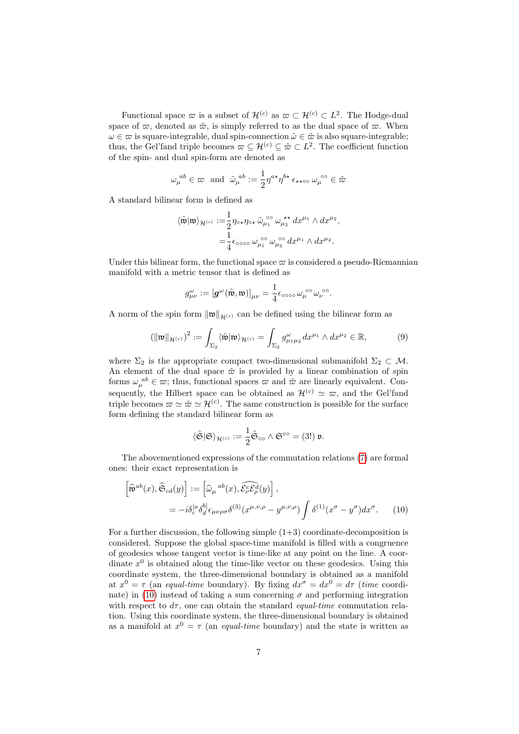Functional space $\varpi$ is a subset of $\mathcal{H}^{(c)}$ as $\varpi \subset \mathcal{H}^{(c)} \subset L^2$. The Hodge-dual space of $\varpi$, denoted as $\tilde{\varpi}$, is simply referred to as the dual space of $\varpi$. When $\omega \in \varpi$ is square-integrable, dual spin-connection $\tilde{\omega} \in \tilde{\varpi}$ is also square-integrable; thus, the Gel'fand triple becomes $\varpi \subseteq \mathcal{H}^{(c)} \subseteq \tilde{\varpi} \subset L^2$. The coefficient function of the spin- and dual spin-form are denoted as

$$\omega_\mu^{\ ab} \in \varpi \ \text{ and } \ \tilde{\omega}_\mu^{\ ab} := \frac{1}{2}\eta^{a\star}\eta^{b\star}\,\epsilon_{\star\star\circ\circ}\,\omega_\mu^{\ \circ\circ} \in \tilde{\varpi}$$

A standard bilinear form is defined as

$$\begin{aligned}
\langle \tilde{\mathfrak{w}} | \mathfrak{w} \rangle_{\mathcal{H}^{(c)}} :=& \frac{1}{2}\eta_{\circ\star}\eta_{\circ\star}\,\tilde{\omega}_{\mu_1}^{\ \circ\circ}\,\omega_{\mu_2}^{\ \star\star}\,dx^{\mu_1}\wedge dx^{\mu_2},\\
=& \frac{1}{4}\epsilon_{\circ\circ\circ\circ}\,\omega_{\mu_1}^{\ \circ\circ}\,\omega_{\mu_2}^{\ \circ\circ}\,dx^{\mu_1}\wedge dx^{\mu_2}.
\end{aligned}$$

Under this bilinear form, the functional space $\varpi$ is considered a pseudo-Riemannian manifold with a metric tensor that is defined as

$$g^{\omega}_{\mu\nu} := \left[\boldsymbol{g}^{\omega}(\tilde{\mathfrak{w}}, \mathfrak{w})\right]_{\mu\nu} = \frac{1}{4}\epsilon_{\circ\circ\circ\circ}\,\omega_\mu^{\ \circ\circ}\omega_\nu^{\ \circ\circ}.$$

A norm of the spin form $\|\mathfrak{w}\|_{\mathcal{H}^{(c)}}$ can be defined using the bilinear form as

$$\left(\|\mathfrak{w}\|_{\mathcal{H}^{(c)}}\right)^2 := \int_{\Sigma_2} \langle \tilde{\mathfrak{w}} | \mathfrak{w} \rangle_{\mathcal{H}^{(c)}} = \int_{\Sigma_2} g^{\omega}_{\mu_1\mu_2}\,dx^{\mu_1}\wedge dx^{\mu_2} \in \mathbb{R}, \tag{9}$$

where $\Sigma_2$ is the appropriate compact two-dimensional submanifold $\Sigma_2 \subset \mathcal{M}$. An element of the dual space $\tilde{\varpi}$ is provided by a linear combination of spin forms $\omega_\mu^{\ ab} \in \varpi$; thus, functional spaces $\varpi$ and $\tilde{\varpi}$ are linearly equivalent. Consequently, the Hilbert space can be obtained as $\mathcal{H}^{(c)} \simeq \varpi$, and the Gel'fand triple becomes $\varpi \simeq \tilde{\varpi} \simeq \mathcal{H}^{(c)}$. The same construction is possible for the surface form defining the standard bilinear form as

$$\langle \tilde{\mathfrak{S}} | \mathfrak{S} \rangle_{\mathcal{H}^{(c)}} := \frac{1}{2}\tilde{\mathfrak{S}}_{\circ\circ}\wedge\mathfrak{S}^{\circ\circ} = (3!)\,\mathfrak{v}.$$

The abovementioned expressions of the commutation relations (7) are formal ones: their exact representation is

$$\begin{aligned}
\left[\widehat{\mathfrak{w}}^{ab}(x), \widehat{\mathfrak{S}}_{cd}(y)\right] :=& \left[\widehat{\omega}_\mu^{\ ab}(x), \widehat{\mathcal{E}^c_\nu\mathcal{E}^d_\rho}(y)\right],\\
=& -i\delta^{[a}_c\delta^{b]}_d\,\epsilon_{\mu\nu\rho\sigma}\,\delta^{(3)}(x^{\mu,\nu,\rho} - y^{\mu,\nu,\rho})\int \delta^{(1)}(x^\sigma - y^\sigma)dx^\sigma.
\end{aligned} \tag{10}$$

For a further discussion, the following simple (1+3) coordinate-decomposition is considered. Suppose the global space-time manifold is filled with a congruence of geodesics whose tangent vector is time-like at any point on the line. A coordinate $x^0$ is obtained along the time-like vector on these geodesics. Using this coordinate system, the three-dimensional boundary is obtained as a manifold at $x^0 = \tau$ (an *equal-time* boundary). By fixing $dx^\sigma = dx^0 = d\tau$ (*time* coordinate) in (10) instead of taking a sum concerning $\sigma$ and performing integration with respect to $d\tau$, one can obtain the standard *equal-time* commutation relation. Using this coordinate system, the three-dimensional boundary is obtained as a manifold at $x^0 = \tau$ (an *equal-time* boundary) and the state is written as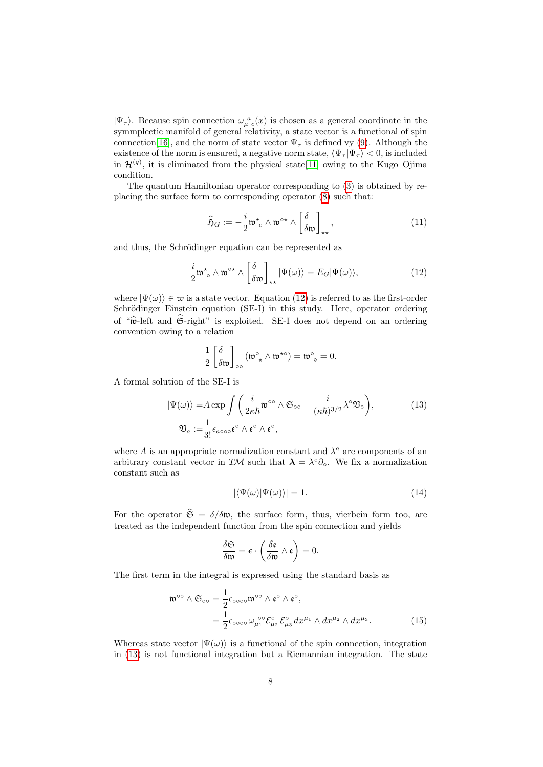$|\Psi_\tau\rangle$. Because spin connection $\omega_\mu{}^a{}_c(x)$ is chosen as a general coordinate in the symmplectic manifold of general relativity, a state vector is a functional of spin connection[16], and the norm of state vector $\Psi_\tau$ is defined vy (9). Although the existence of the norm is ensured, a negative norm state, $\langle\Psi_\tau|\Psi_\tau\rangle < 0$, is included in $\mathcal{H}^{(q)}$, it is eliminated from the physical state[11] owing to the Kugo–Ojima condition.

The quantum Hamiltonian operator corresponding to (3) is obtained by replacing the surface form to corresponding operator (8) such that:

$$
\widehat{\mathfrak{H}}_G := -\frac{i}{2}\mathfrak{w}^\star{}_\circ \wedge \mathfrak{w}^{\circ\star} \wedge \left[\frac{\delta}{\delta\mathfrak{w}}\right]_{\star\star}, \tag{11}
$$

and thus, the Schrödinger equation can be represented as

$$
-\frac{i}{2}\mathfrak{w}^\star{}_\circ \wedge \mathfrak{w}^{\circ\star} \wedge \left[\frac{\delta}{\delta\mathfrak{w}}\right]_{\star\star} |\Psi(\omega)\rangle = E_G|\Psi(\omega)\rangle, \tag{12}
$$

where $|\Psi(\omega)\rangle \in \varpi$ is a state vector. Equation (12) is referred to as the first-order Schrödinger–Einstein equation (SE-I) in this study. Here, operator ordering of "$\widehat{\mathfrak{w}}$-left and $\widehat{\mathfrak{S}}$-right" is exploited. SE-I does not depend on an ordering convention owing to a relation

$$
\frac{1}{2}\left[\frac{\delta}{\delta\mathfrak{w}}\right]_{\circ\circ}(\mathfrak{w}^\circ{}_\star \wedge \mathfrak{w}^{\star\circ}) = \mathfrak{w}^\circ{}_\circ = 0.
$$

A formal solution of the SE-I is

$$
\begin{aligned}
|\Psi(\omega)\rangle =& A\exp\int\left(\frac{i}{2\kappa\hbar}\mathfrak{w}^{\circ\circ}\wedge\mathfrak{S}_{\circ\circ} + \frac{i}{(\kappa\hbar)^{3/2}}\lambda^\circ\mathfrak{V}_\circ\right),\\
\mathfrak{V}_a :=& \frac{1}{3!}\epsilon_{a\circ\circ\circ}\mathfrak{e}^\circ\wedge\mathfrak{e}^\circ\wedge\mathfrak{e}^\circ,
\end{aligned} \tag{13}
$$

where $A$ is an appropriate normalization constant and $\lambda^a$ are components of an arbitrary constant vector in $T\mathcal{M}$ such that $\boldsymbol{\lambda} = \lambda^\circ\partial_\circ$. We fix a normalization constant such as

$$
|\langle\Psi(\omega)|\Psi(\omega)\rangle| = 1. \tag{14}
$$

For the operator $\widehat{\mathfrak{S}} = \delta/\delta\mathfrak{w}$, the surface form, thus, vierbein form too, are treated as the independent function from the spin connection and yields

$$
\frac{\delta\mathfrak{S}}{\delta\mathfrak{w}} = \boldsymbol{\epsilon}\cdot\left(\frac{\delta\mathfrak{e}}{\delta\mathfrak{w}}\wedge\mathfrak{e}\right) = 0.
$$

The first term in the integral is expressed using the standard basis as

$$
\begin{aligned}
\mathfrak{w}^{\circ\circ}\wedge\mathfrak{S}_{\circ\circ} =& \frac{1}{2}\epsilon_{\circ\circ\circ\circ}\mathfrak{w}^{\circ\circ}\wedge\mathfrak{e}^\circ\wedge\mathfrak{e}^\circ,\\
=& \frac{1}{2}\epsilon_{\circ\circ\circ\circ}\,\omega_{\mu_1}{}^{\circ\circ}\mathcal{E}^\circ_{\mu_2}\mathcal{E}^\circ_{\mu_3}\,dx^{\mu_1}\wedge dx^{\mu_2}\wedge dx^{\mu_3}.
\end{aligned} \tag{15}
$$

Whereas state vector $|\Psi(\omega)\rangle$ is a functional of the spin connection, integration in (13) is not functional integration but a Riemannian integration. The state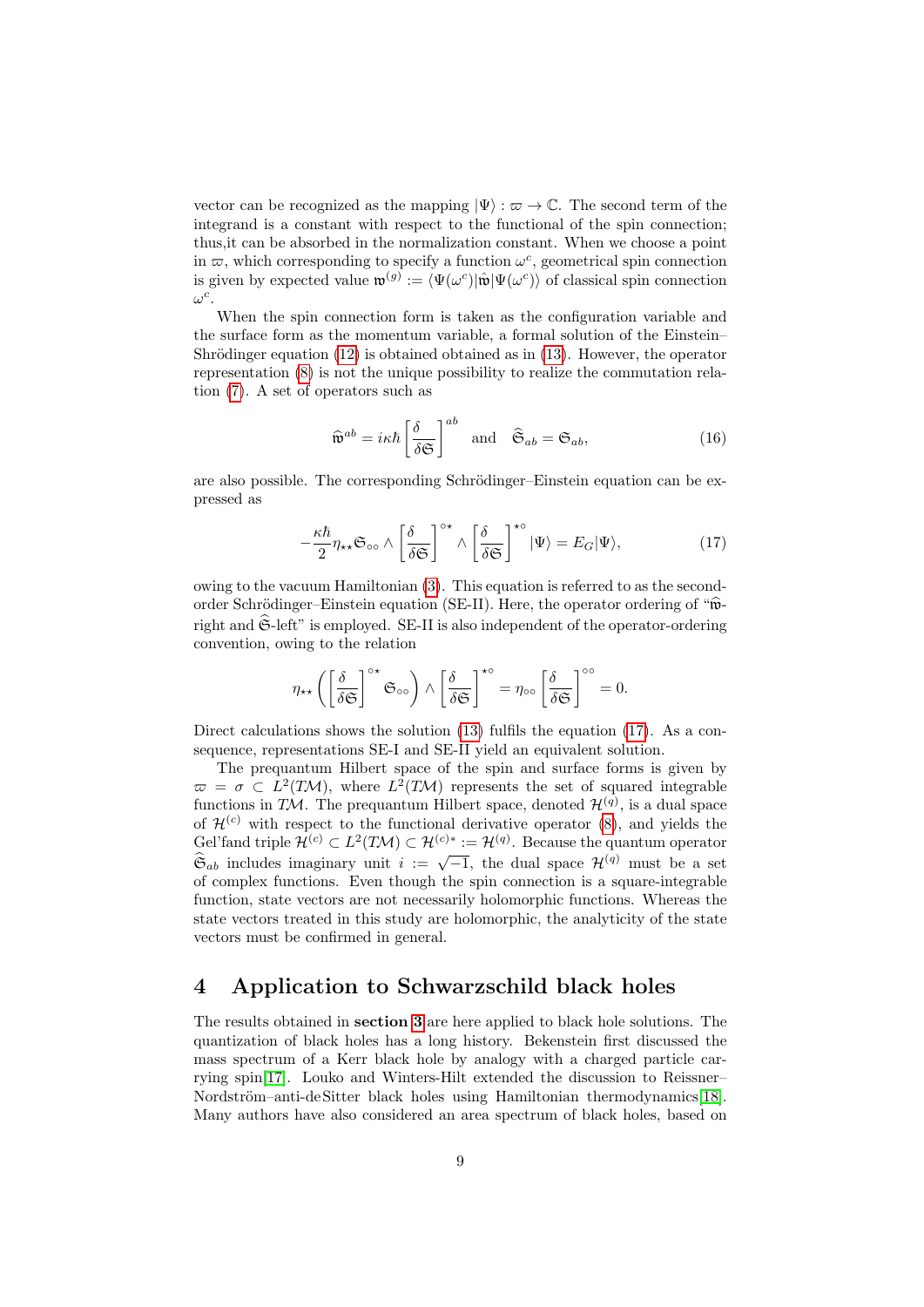vector can be recognized as the mapping $|\Psi\rangle : \varpi \to \mathbb{C}$. The second term of the integrand is a constant with respect to the functional of the spin connection; thus,it can be absorbed in the normalization constant. When we choose a point in $\varpi$, which corresponding to specify a function $\omega^c$, geometrical spin connection is given by expected value $\mathfrak{w}^{(g)} := \langle\Psi(\omega^c)|\hat{\mathfrak{w}}|\Psi(\omega^c)\rangle$ of classical spin connection $\omega^c$.

When the spin connection form is taken as the configuration variable and the surface form as the momentum variable, a formal solution of the Einstein–Shrödinger equation (12) is obtained obtained as in (13). However, the operator representation (8) is not the unique possibility to realize the commutation relation (7). A set of operators such as

$$\widehat{\mathfrak{w}}^{ab} = i\kappa\hbar\left[\frac{\delta}{\delta\mathfrak{S}}\right]^{ab} \quad \text{and} \quad \widehat{\mathfrak{S}}_{ab} = \mathfrak{S}_{ab}, \tag{16}$$

are also possible. The corresponding Schrödinger–Einstein equation can be expressed as

$$-\frac{\kappa\hbar}{2}\eta_{\star\star}\mathfrak{S}_{\circ\circ} \wedge \left[\frac{\delta}{\delta\mathfrak{S}}\right]^{\circ\star} \wedge \left[\frac{\delta}{\delta\mathfrak{S}}\right]^{\star\circ}|\Psi\rangle = E_G|\Psi\rangle, \tag{17}$$

owing to the vacuum Hamiltonian (3). This equation is referred to as the second-order Schrödinger–Einstein equation (SE-II). Here, the operator ordering of "$\widehat{\mathfrak{w}}$-right and $\widehat{\mathfrak{S}}$-left" is employed. SE-II is also independent of the operator-ordering convention, owing to the relation

$$\eta_{\star\star}\left(\left[\frac{\delta}{\delta\mathfrak{S}}\right]^{\circ\star}\mathfrak{S}_{\circ\circ}\right) \wedge \left[\frac{\delta}{\delta\mathfrak{S}}\right]^{\star\circ} = \eta_{\circ\circ}\left[\frac{\delta}{\delta\mathfrak{S}}\right]^{\circ\circ} = 0.$$

Direct calculations shows the solution (13) fulfils the equation (17). As a consequence, representations SE-I and SE-II yield an equivalent solution.

The prequantum Hilbert space of the spin and surface forms is given by $\varpi = \sigma \subset L^2(T\mathcal{M})$, where $L^2(T\mathcal{M})$ represents the set of squared integrable functions in $T\mathcal{M}$. The prequantum Hilbert space, denoted $\mathcal{H}^{(q)}$, is a dual space of $\mathcal{H}^{(c)}$ with respect to the functional derivative operator (8), and yields the Gel'fand triple $\mathcal{H}^{(c)} \subset L^2(T\mathcal{M}) \subset \mathcal{H}^{(c)*} := \mathcal{H}^{(q)}$. Because the quantum operator $\widehat{\mathfrak{S}}_{ab}$ includes imaginary unit $i := \sqrt{-1}$, the dual space $\mathcal{H}^{(q)}$ must be a set of complex functions. Even though the spin connection is a square-integrable function, state vectors are not necessarily holomorphic functions. Whereas the state vectors treated in this study are holomorphic, the analyticity of the state vectors must be confirmed in general.

## 4 Application to Schwarzschild black holes

The results obtained in **section 3** are here applied to black hole solutions. The quantization of black holes has a long history. Bekenstein first discussed the mass spectrum of a Kerr black hole by analogy with a charged particle carrying spin[17]. Louko and Winters-Hilt extended the discussion to Reissner–Nordström–anti-deSitter black holes using Hamiltonian thermodynamics[18]. Many authors have also considered an area spectrum of black holes, based on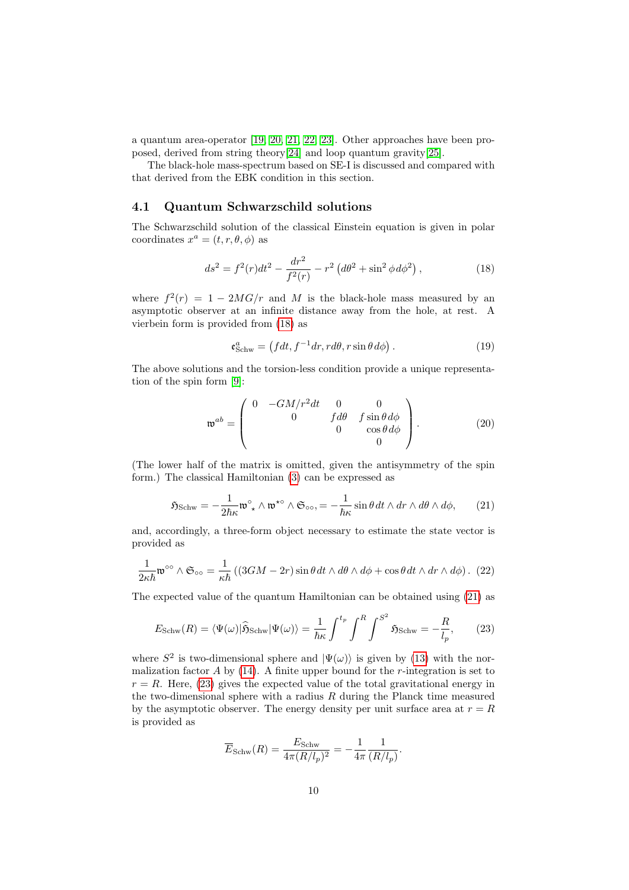a quantum area-operator [19, 20, 21, 22, 23]. Other approaches have been proposed, derived from string theory[24] and loop quantum gravity[25].

The black-hole mass-spectrum based on SE-I is discussed and compared with that derived from the EBK condition in this section.

### 4.1 Quantum Schwarzschild solutions

The Schwarzschild solution of the classical Einstein equation is given in polar coordinates $x^a = (t, r, \theta, \phi)$ as

$$ds^2 = f^2(r)dt^2 - \frac{dr^2}{f^2(r)} - r^2\left(d\theta^2 + \sin^2\phi\, d\phi^2\right), \tag{18}$$

where $f^2(r) = 1 - 2MG/r$ and $M$ is the black-hole mass measured by an asymptotic observer at an infinite distance away from the hole, at rest. A vierbein form is provided from (18) as

$$\mathfrak{e}^a_{\text{Schw}} = \left(f dt, f^{-1}dr, r d\theta, r\sin\theta\, d\phi\right). \tag{19}$$

The above solutions and the torsion-less condition provide a unique representation of the spin form [9]:

$$\mathfrak{w}^{ab} = \begin{pmatrix} 0 & -GM/r^2 dt & 0 & 0 \\ & 0 & f d\theta & f\sin\theta\, d\phi \\ & & 0 & \cos\theta\, d\phi \\ & & & 0 \end{pmatrix}. \tag{20}$$

(The lower half of the matrix is omitted, given the antisymmetry of the spin form.) The classical Hamiltonian (3) can be expressed as

$$\mathfrak{H}_{\text{Schw}} = -\frac{1}{2\hbar\kappa}\mathfrak{w}^{\circ}{}_{\star} \wedge \mathfrak{w}^{\star\circ} \wedge \mathfrak{S}_{\circ\circ}, = -\frac{1}{\hbar\kappa}\sin\theta\, dt \wedge dr \wedge d\theta \wedge d\phi, \tag{21}$$

and, accordingly, a three-form object necessary to estimate the state vector is provided as

$$\frac{1}{2\kappa\hbar}\mathfrak{w}^{\circ\circ} \wedge \mathfrak{S}_{\circ\circ} = \frac{1}{\kappa\hbar}\left((3GM - 2r)\sin\theta\, dt \wedge d\theta \wedge d\phi + \cos\theta\, dt \wedge dr \wedge d\phi\right). \tag{22}$$

The expected value of the quantum Hamiltonian can be obtained using (21) as

$$E_{\text{Schw}}(R) = \langle\Psi(\omega)|\widehat{\mathfrak{H}}_{\text{Schw}}|\Psi(\omega)\rangle = \frac{1}{\hbar\kappa}\int^{t_p}\int^{R}\int^{S^2}\mathfrak{H}_{\text{Schw}} = -\frac{R}{l_p}, \tag{23}$$

where $S^2$ is two-dimensional sphere and $|\Psi(\omega)\rangle$ is given by (13) with the normalization factor $A$ by (14). A finite upper bound for the $r$-integration is set to $r = R$. Here, (23) gives the expected value of the total gravitational energy in the two-dimensional sphere with a radius $R$ during the Planck time measured by the asymptotic observer. The energy density per unit surface area at $r = R$ is provided as

$$\overline{E}_{\text{Schw}}(R) = \frac{E_{\text{Schw}}}{4\pi(R/l_p)^2} = -\frac{1}{4\pi}\frac{1}{(R/l_p)}.$$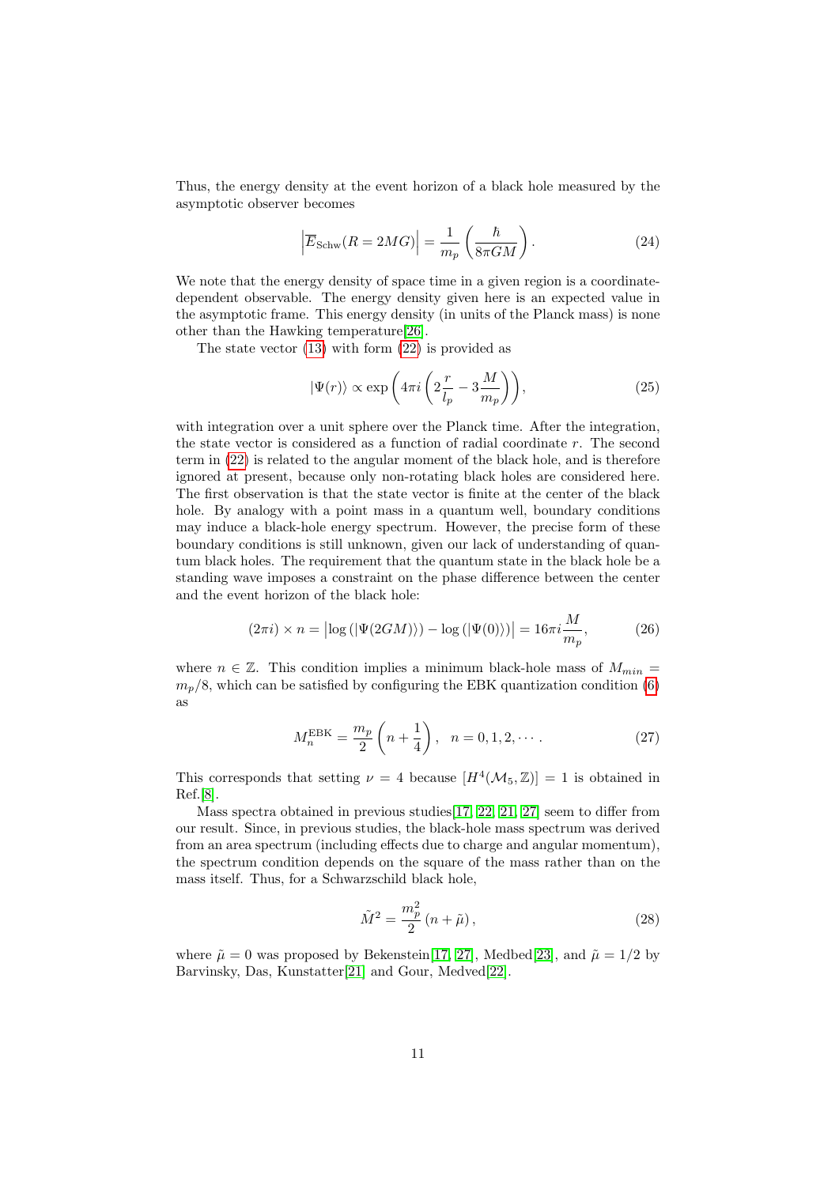Thus, the energy density at the event horizon of a black hole measured by the asymptotic observer becomes

$$\left|\overline{E}_{\text{Schw}}(R = 2MG)\right| = \frac{1}{m_p}\left(\frac{\hbar}{8\pi GM}\right). \tag{24}$$

We note that the energy density of space time in a given region is a coordinate-dependent observable. The energy density given here is an expected value in the asymptotic frame. This energy density (in units of the Planck mass) is none other than the Hawking temperature[26].

The state vector (13) with form (22) is provided as

$$|\Psi(r)\rangle \propto \exp\left(4\pi i\left(2\frac{r}{l_p} - 3\frac{M}{m_p}\right)\right), \tag{25}$$

with integration over a unit sphere over the Planck time. After the integration, the state vector is considered as a function of radial coordinate $r$. The second term in (22) is related to the angular moment of the black hole, and is therefore ignored at present, because only non-rotating black holes are considered here. The first observation is that the state vector is finite at the center of the black hole. By analogy with a point mass in a quantum well, boundary conditions may induce a black-hole energy spectrum. However, the precise form of these boundary conditions is still unknown, given our lack of understanding of quantum black holes. The requirement that the quantum state in the black hole be a standing wave imposes a constraint on the phase difference between the center and the event horizon of the black hole:

$$(2\pi i) \times n = \left|\log\left(|\Psi(2GM)\rangle\right) - \log\left(|\Psi(0)\rangle\right)\right| = 16\pi i\frac{M}{m_p}, \tag{26}$$

where $n \in \mathbb{Z}$. This condition implies a minimum black-hole mass of $M_{min} = m_p/8$, which can be satisfied by configuring the EBK quantization condition (6) as

$$M_n^{\text{EBK}} = \frac{m_p}{2}\left(n + \frac{1}{4}\right), \quad n = 0, 1, 2, \cdots. \tag{27}$$

This corresponds that setting $\nu = 4$ because $[H^4(\mathcal{M}_5, \mathbb{Z})] = 1$ is obtained in Ref.[8].

Mass spectra obtained in previous studies[17, 22, 21, 27] seem to differ from our result. Since, in previous studies, the black-hole mass spectrum was derived from an area spectrum (including effects due to charge and angular momentum), the spectrum condition depends on the square of the mass rather than on the mass itself. Thus, for a Schwarzschild black hole,

$$\tilde{M}^2 = \frac{m_p^2}{2}\left(n + \tilde{\mu}\right), \tag{28}$$

where $\tilde{\mu} = 0$ was proposed by Bekenstein[17, 27], Medbed[23], and $\tilde{\mu} = 1/2$ by Barvinsky, Das, Kunstatter[21] and Gour, Medved[22].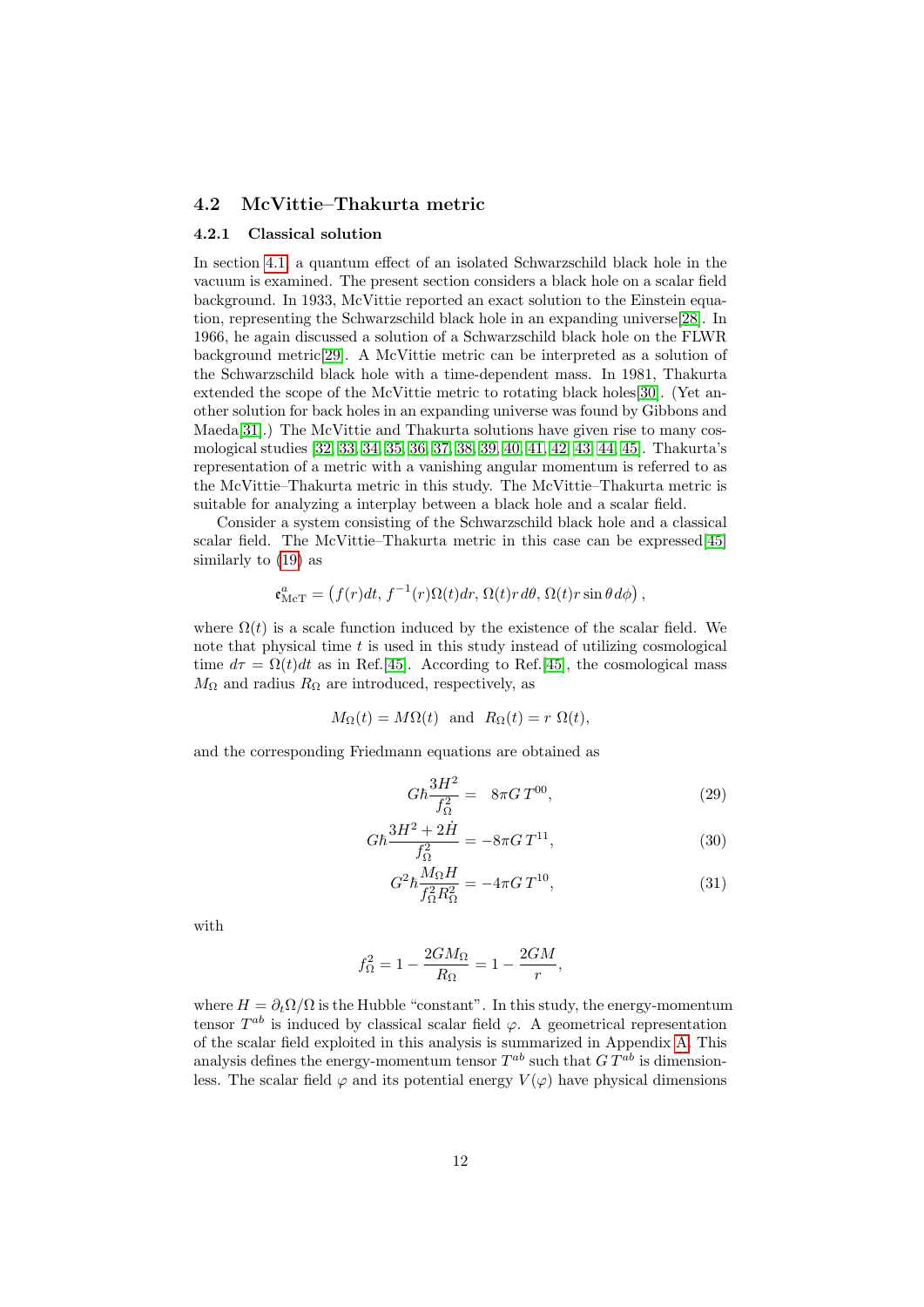### 4.2 McVittie–Thakurta metric

#### 4.2.1 Classical solution

In section 4.1, a quantum effect of an isolated Schwarzschild black hole in the vacuum is examined. The present section considers a black hole on a scalar field background. In 1933, McVittie reported an exact solution to the Einstein equation, representing the Schwarzschild black hole in an expanding universe[28]. In 1966, he again discussed a solution of a Schwarzschild black hole on the FLWR background metric[29]. A McVittie metric can be interpreted as a solution of the Schwarzschild black hole with a time-dependent mass. In 1981, Thakurta extended the scope of the McVittie metric to rotating black holes[30]. (Yet another solution for back holes in an expanding universe was found by Gibbons and Maeda[31].) The McVittie and Thakurta solutions have given rise to many cosmological studies [32, 33, 34, 35, 36, 37, 38, 39, 40, 41, 42, 43, 44, 45]. Thakurta's representation of a metric with a vanishing angular momentum is referred to as the McVittie–Thakurta metric in this study. The McVittie–Thakurta metric is suitable for analyzing a interplay between a black hole and a scalar field.

Consider a system consisting of the Schwarzschild black hole and a classical scalar field. The McVittie–Thakurta metric in this case can be expressed[45] similarly to (19) as

$$\mathfrak{e}^a_{\mathrm{McT}} = \left(f(r)dt,\, f^{-1}(r)\Omega(t)dr,\, \Omega(t)r\,d\theta,\, \Omega(t)r\sin\theta\,d\phi\right),$$

where $\Omega(t)$ is a scale function induced by the existence of the scalar field. We note that physical time $t$ is used in this study instead of utilizing cosmological time $d\tau = \Omega(t)dt$ as in Ref.[45]. According to Ref.[45], the cosmological mass $M_\Omega$ and radius $R_\Omega$ are introduced, respectively, as

$$M_\Omega(t) = M\Omega(t) \quad \text{and} \quad R_\Omega(t) = r\;\Omega(t),$$

and the corresponding Friedmann equations are obtained as

$$G\hbar\frac{3H^2}{f_\Omega^2} = \;\; 8\pi G\,T^{00}, \tag{29}$$

$$G\hbar\frac{3H^2+2\dot{H}}{f_\Omega^2} = -8\pi G\,T^{11}, \tag{30}$$

$$G^2\hbar\frac{M_\Omega H}{f_\Omega^2 R_\Omega^2} = -4\pi G\,T^{10}, \tag{31}$$

with

$$f_\Omega^2 = 1 - \frac{2GM_\Omega}{R_\Omega} = 1 - \frac{2GM}{r},$$

where $H = \partial_t\Omega/\Omega$ is the Hubble "constant". In this study, the energy-momentum tensor $T^{ab}$ is induced by classical scalar field $\varphi$. A geometrical representation of the scalar field exploited in this analysis is summarized in Appendix A. This analysis defines the energy-momentum tensor $T^{ab}$ such that $G\,T^{ab}$ is dimensionless. The scalar field $\varphi$ and its potential energy $V(\varphi)$ have physical dimensions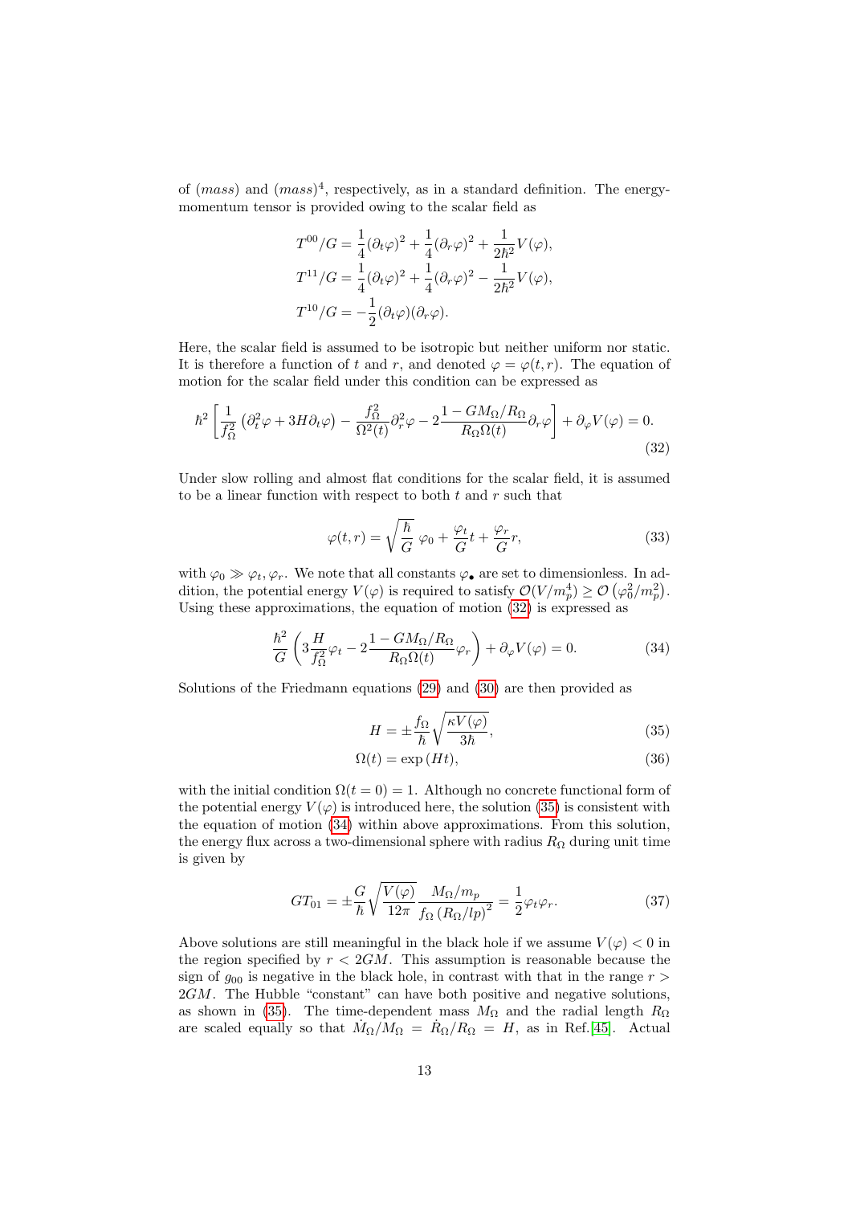of (*mass*) and $(mass)^4$, respectively, as in a standard definition. The energy-momentum tensor is provided owing to the scalar field as

$$T^{00}/G = \frac{1}{4}(\partial_t\varphi)^2 + \frac{1}{4}(\partial_r\varphi)^2 + \frac{1}{2\hbar^2}V(\varphi),$$
$$T^{11}/G = \frac{1}{4}(\partial_t\varphi)^2 + \frac{1}{4}(\partial_r\varphi)^2 - \frac{1}{2\hbar^2}V(\varphi),$$
$$T^{10}/G = -\frac{1}{2}(\partial_t\varphi)(\partial_r\varphi).$$

Here, the scalar field is assumed to be isotropic but neither uniform nor static. It is therefore a function of $t$ and $r$, and denoted $\varphi = \varphi(t, r)$. The equation of motion for the scalar field under this condition can be expressed as

$$\hbar^2\left[\frac{1}{f_\Omega^2}\left(\partial_t^2\varphi + 3H\partial_t\varphi\right) - \frac{f_\Omega^2}{\Omega^2(t)}\partial_r^2\varphi - 2\frac{1-GM_\Omega/R_\Omega}{R_\Omega\Omega(t)}\partial_r\varphi\right] + \partial_\varphi V(\varphi) = 0. \tag{32}$$

Under slow rolling and almost flat conditions for the scalar field, it is assumed to be a linear function with respect to both $t$ and $r$ such that

$$\varphi(t, r) = \sqrt{\frac{\hbar}{G}}\;\varphi_0 + \frac{\varphi_t}{G}t + \frac{\varphi_r}{G}r, \tag{33}$$

with $\varphi_0 \gg \varphi_t, \varphi_r$. We note that all constants $\varphi_\bullet$ are set to dimensionless. In addition, the potential energy $V(\varphi)$ is required to satisfy $\mathcal{O}(V/m_p^4) \geq \mathcal{O}\left(\varphi_0^2/m_p^2\right)$. Using these approximations, the equation of motion (32) is expressed as

$$\frac{\hbar^2}{G}\left(3\frac{H}{f_\Omega^2}\varphi_t - 2\frac{1-GM_\Omega/R_\Omega}{R_\Omega\Omega(t)}\varphi_r\right) + \partial_\varphi V(\varphi) = 0. \tag{34}$$

Solutions of the Friedmann equations (29) and (30) are then provided as

$$H = \pm\frac{f_\Omega}{\hbar}\sqrt{\frac{\kappa V(\varphi)}{3\hbar}}, \tag{35}$$
$$\Omega(t) = \exp(Ht), \tag{36}$$

with the initial condition $\Omega(t = 0) = 1$. Although no concrete functional form of the potential energy $V(\varphi)$ is introduced here, the solution (35) is consistent with the equation of motion (34) within above approximations. From this solution, the energy flux across a two-dimensional sphere with radius $R_\Omega$ during unit time is given by

$$GT_{01} = \pm\frac{G}{\hbar}\sqrt{\frac{V(\varphi)}{12\pi}}\,\frac{M_\Omega/m_p}{f_\Omega\left(R_\Omega/lp\right)^2} = \frac{1}{2}\varphi_t\varphi_r. \tag{37}$$

Above solutions are still meaningful in the black hole if we assume $V(\varphi) < 0$ in the region specified by $r < 2GM$. This assumption is reasonable because the sign of $g_{00}$ is negative in the black hole, in contrast with that in the range $r > 2GM$. The Hubble "constant" can have both positive and negative solutions, as shown in (35). The time-dependent mass $M_\Omega$ and the radial length $R_\Omega$ are scaled equally so that $\dot{M}_\Omega/M_\Omega = \dot{R}_\Omega/R_\Omega = H$, as in Ref.[45]. Actual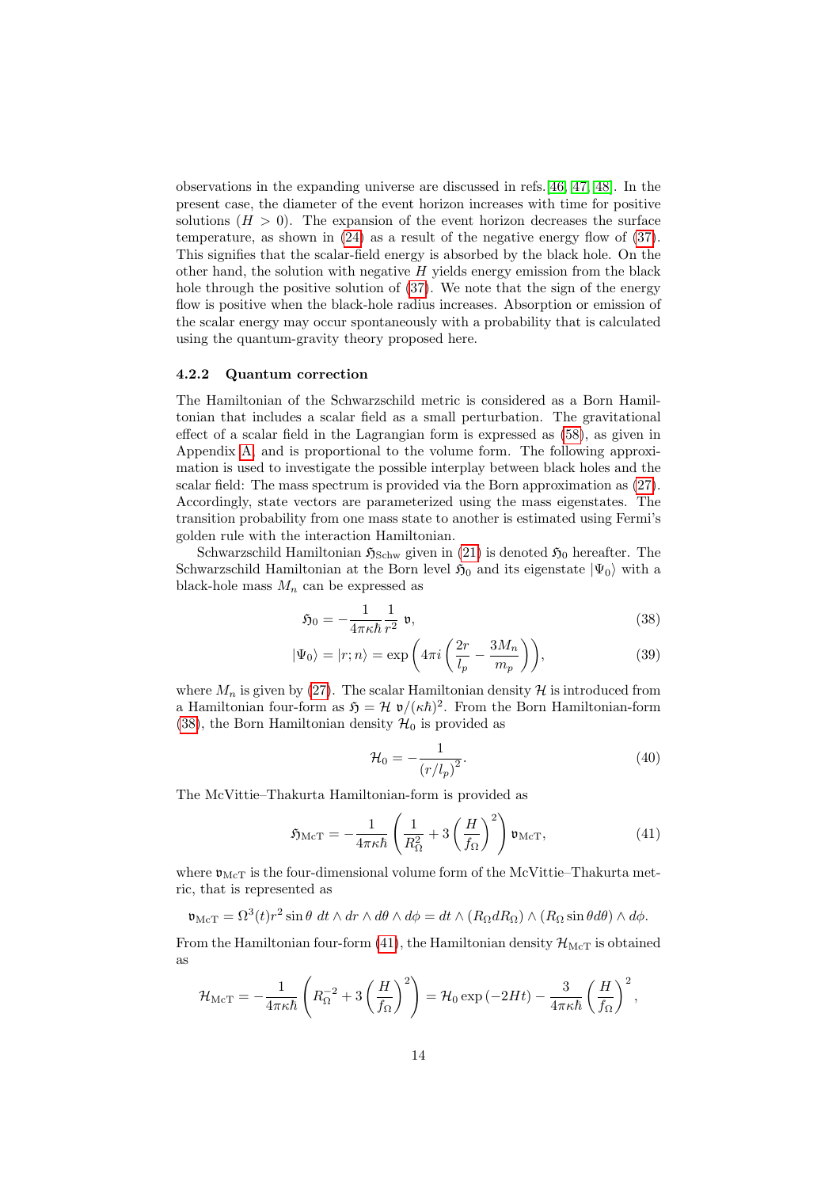observations in the expanding universe are discussed in refs.[46, 47, 48]. In the present case, the diameter of the event horizon increases with time for positive solutions ($H > 0$). The expansion of the event horizon decreases the surface temperature, as shown in (24) as a result of the negative energy flow of (37). This signifies that the scalar-field energy is absorbed by the black hole. On the other hand, the solution with negative $H$ yields energy emission from the black hole through the positive solution of (37). We note that the sign of the energy flow is positive when the black-hole radius increases. Absorption or emission of the scalar energy may occur spontaneously with a probability that is calculated using the quantum-gravity theory proposed here.

### 4.2.2 Quantum correction

The Hamiltonian of the Schwarzschild metric is considered as a Born Hamiltonian that includes a scalar field as a small perturbation. The gravitational effect of a scalar field in the Lagrangian form is expressed as (58), as given in Appendix A and is proportional to the volume form. The following approximation is used to investigate the possible interplay between black holes and the scalar field: The mass spectrum is provided via the Born approximation as (27). Accordingly, state vectors are parameterized using the mass eigenstates. The transition probability from one mass state to another is estimated using Fermi's golden rule with the interaction Hamiltonian.

Schwarzschild Hamiltonian $\mathfrak{H}_{\text{Schw}}$ given in (21) is denoted $\mathfrak{H}_0$ hereafter. The Schwarzschild Hamiltonian at the Born level $\mathfrak{H}_0$ and its eigenstate $|\Psi_0\rangle$ with a black-hole mass $M_n$ can be expressed as

$$\mathfrak{H}_0 = -\frac{1}{4\pi\kappa\hbar}\frac{1}{r^2}\ \mathfrak{v}, \tag{38}$$

$$|\Psi_0\rangle = |r;n\rangle = \exp\left(4\pi i\left(\frac{2r}{l_p} - \frac{3M_n}{m_p}\right)\right), \tag{39}$$

where $M_n$ is given by (27). The scalar Hamiltonian density $\mathcal{H}$ is introduced from a Hamiltonian four-form as $\mathfrak{H} = \mathcal{H}\ \mathfrak{v}/(\kappa\hbar)^2$. From the Born Hamiltonian-form (38), the Born Hamiltonian density $\mathcal{H}_0$ is provided as

$$\mathcal{H}_0 = -\frac{1}{\left(r/l_p\right)^2}. \tag{40}$$

The McVittie–Thakurta Hamiltonian-form is provided as

$$\mathfrak{H}_{\text{McT}} = -\frac{1}{4\pi\kappa\hbar}\left(\frac{1}{R_\Omega^2} + 3\left(\frac{H}{f_\Omega}\right)^2\right)\mathfrak{v}_{\text{McT}}, \tag{41}$$

where $\mathfrak{v}_{\text{McT}}$ is the four-dimensional volume form of the McVittie–Thakurta metric, that is represented as

$$\mathfrak{v}_{\text{McT}} = \Omega^3(t) r^2 \sin\theta\ dt \wedge dr \wedge d\theta \wedge d\phi = dt \wedge (R_\Omega dR_\Omega) \wedge (R_\Omega \sin\theta d\theta) \wedge d\phi.$$

From the Hamiltonian four-form (41), the Hamiltonian density $\mathcal{H}_{\text{McT}}$ is obtained as

$$\mathcal{H}_{\text{McT}} = -\frac{1}{4\pi\kappa\hbar}\left(R_\Omega^{-2} + 3\left(\frac{H}{f_\Omega}\right)^2\right) = \mathcal{H}_0 \exp\left(-2Ht\right) - \frac{3}{4\pi\kappa\hbar}\left(\frac{H}{f_\Omega}\right)^2,$$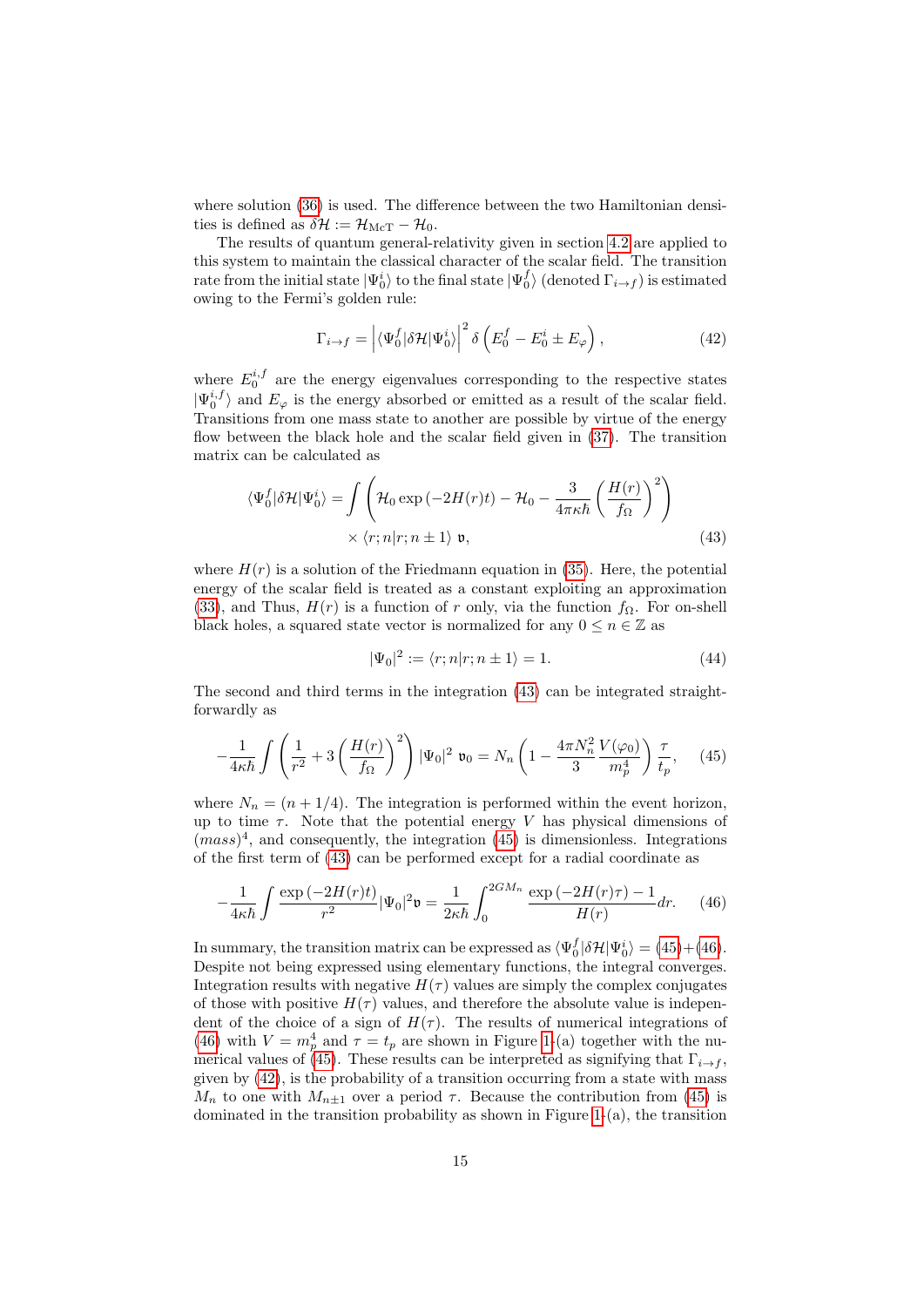where solution (36) is used. The difference between the two Hamiltonian densities is defined as $\delta\mathcal{H} := \mathcal{H}_{\rm McT} - \mathcal{H}_0$.

The results of quantum general-relativity given in section 4.2 are applied to this system to maintain the classical character of the scalar field. The transition rate from the initial state $|\Psi_0^i\rangle$ to the final state $|\Psi_0^f\rangle$ (denoted $\Gamma_{i\to f}$) is estimated owing to the Fermi's golden rule:

$$\Gamma_{i\to f} = \left|\langle\Psi_0^f|\delta\mathcal{H}|\Psi_0^i\rangle\right|^2 \delta\left(E_0^f - E_0^i \pm E_\varphi\right), \tag{42}$$

where $E_0^{i,f}$ are the energy eigenvalues corresponding to the respective states $|\Psi_0^{i,f}\rangle$ and $E_\varphi$ is the energy absorbed or emitted as a result of the scalar field. Transitions from one mass state to another are possible by virtue of the energy flow between the black hole and the scalar field given in (37). The transition matrix can be calculated as

$$\begin{aligned}\langle\Psi_0^f|\delta\mathcal{H}|\Psi_0^i\rangle = \int &\left(\mathcal{H}_0 \exp\left(-2H(r)t\right) - \mathcal{H}_0 - \frac{3}{4\pi\kappa\hbar}\left(\frac{H(r)}{f_\Omega}\right)^2\right) \\ &\times \langle r; n|r; n\pm 1\rangle\ \mathfrak{v},\end{aligned} \tag{43}$$

where $H(r)$ is a solution of the Friedmann equation in (35). Here, the potential energy of the scalar field is treated as a constant exploiting an approximation (33), and Thus, $H(r)$ is a function of $r$ only, via the function $f_\Omega$. For on-shell black holes, a squared state vector is normalized for any $0 \le n \in \mathbb{Z}$ as

$$|\Psi_0|^2 := \langle r; n|r; n\pm 1\rangle = 1. \tag{44}$$

The second and third terms in the integration (43) can be integrated straightforwardly as

$$-\frac{1}{4\kappa\hbar}\int\left(\frac{1}{r^2} + 3\left(\frac{H(r)}{f_\Omega}\right)^2\right)|\Psi_0|^2\ \mathfrak{v}_0 = N_n\left(1 - \frac{4\pi N_n^2}{3}\frac{V(\varphi_0)}{m_p^4}\right)\frac{\tau}{t_p}, \tag{45}$$

where $N_n = (n+1/4)$. The integration is performed within the event horizon, up to time $\tau$. Note that the potential energy $V$ has physical dimensions of $(mass)^4$, and consequently, the integration (45) is dimensionless. Integrations of the first term of (43) can be performed except for a radial coordinate as

$$-\frac{1}{4\kappa\hbar}\int\frac{\exp\left(-2H(r)t\right)}{r^2}|\Psi_0|^2\mathfrak{v} = \frac{1}{2\kappa\hbar}\int_0^{2GM_n}\frac{\exp\left(-2H(r)\tau\right) - 1}{H(r)}dr. \tag{46}$$

In summary, the transition matrix can be expressed as $\langle\Psi_0^f|\delta\mathcal{H}|\Psi_0^i\rangle$ = (45)+(46). Despite not being expressed using elementary functions, the integral converges. Integration results with negative $H(\tau)$ values are simply the complex conjugates of those with positive $H(\tau)$ values, and therefore the absolute value is independent of the choice of a sign of $H(\tau)$. The results of numerical integrations of (46) with $V = m_p^4$ and $\tau = t_p$ are shown in Figure 1-(a) together with the numerical values of (45). These results can be interpreted as signifying that $\Gamma_{i\to f}$, given by (42), is the probability of a transition occurring from a state with mass $M_n$ to one with $M_{n\pm1}$ over a period $\tau$. Because the contribution from (45) is dominated in the transition probability as shown in Figure 1-(a), the transition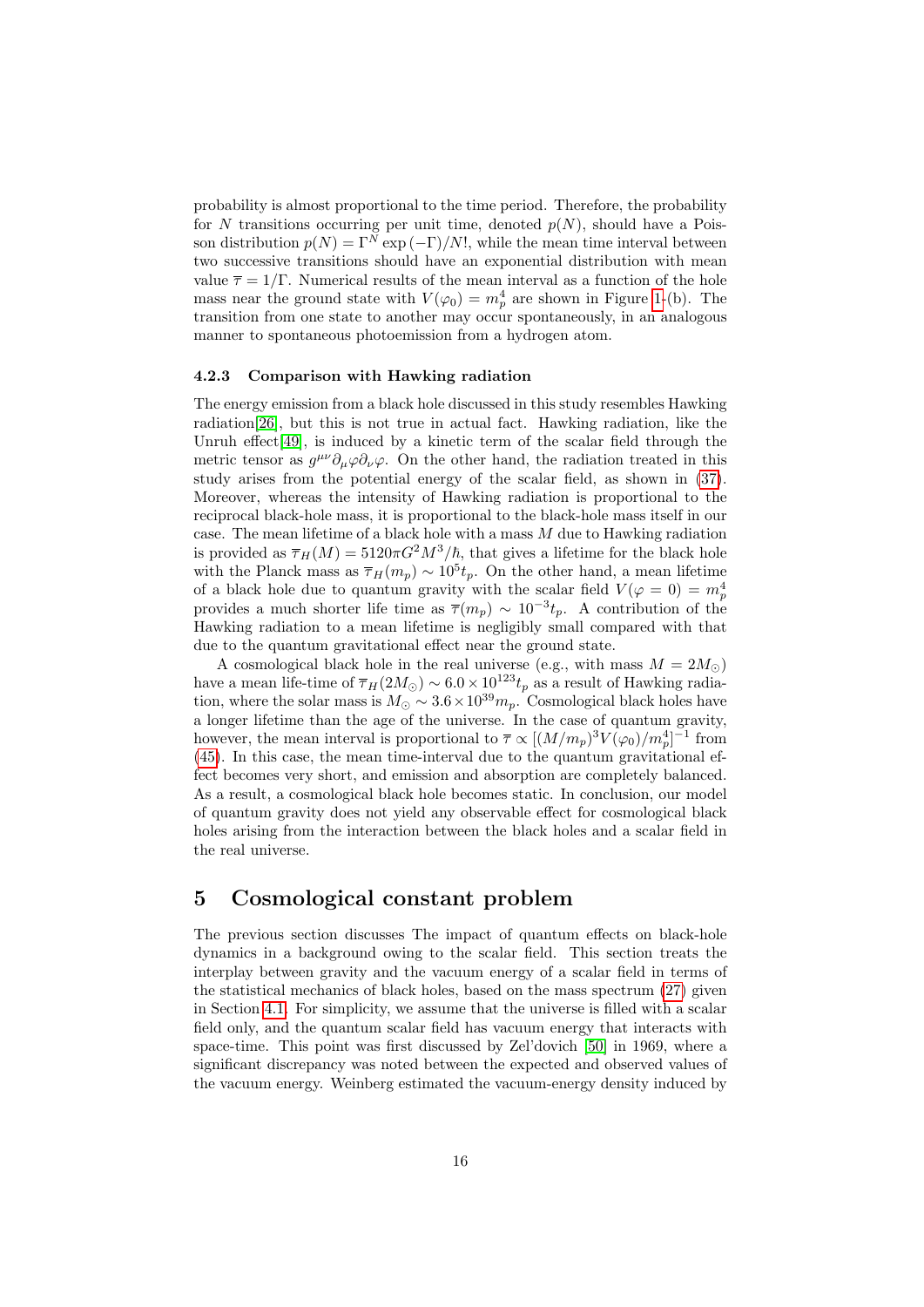probability is almost proportional to the time period. Therefore, the probability for $N$ transitions occurring per unit time, denoted $p(N)$, should have a Poisson distribution $p(N) = \Gamma^N \exp(-\Gamma)/N!$, while the mean time interval between two successive transitions should have an exponential distribution with mean value $\overline{\tau} = 1/\Gamma$. Numerical results of the mean interval as a function of the hole mass near the ground state with $V(\varphi_0) = m_p^4$ are shown in Figure 1-(b). The transition from one state to another may occur spontaneously, in an analogous manner to spontaneous photoemission from a hydrogen atom.

#### 4.2.3 Comparison with Hawking radiation

The energy emission from a black hole discussed in this study resembles Hawking radiation[26], but this is not true in actual fact. Hawking radiation, like the Unruh effect[49], is induced by a kinetic term of the scalar field through the metric tensor as $g^{\mu\nu}\partial_\mu\varphi\partial_\nu\varphi$. On the other hand, the radiation treated in this study arises from the potential energy of the scalar field, as shown in (37). Moreover, whereas the intensity of Hawking radiation is proportional to the reciprocal black-hole mass, it is proportional to the black-hole mass itself in our case. The mean lifetime of a black hole with a mass $M$ due to Hawking radiation is provided as $\overline{\tau}_H(M) = 5120\pi G^2 M^3/\hbar$, that gives a lifetime for the black hole with the Planck mass as $\overline{\tau}_H(m_p) \sim 10^5 t_p$. On the other hand, a mean lifetime of a black hole due to quantum gravity with the scalar field $V(\varphi = 0) = m_p^4$ provides a much shorter life time as $\overline{\tau}(m_p) \sim 10^{-3} t_p$. A contribution of the Hawking radiation to a mean lifetime is negligibly small compared with that due to the quantum gravitational effect near the ground state.

A cosmological black hole in the real universe (e.g., with mass $M = 2M_\odot$) have a mean life-time of $\overline{\tau}_H(2M_\odot) \sim 6.0 \times 10^{123} t_p$ as a result of Hawking radiation, where the solar mass is $M_\odot \sim 3.6 \times 10^{39} m_p$. Cosmological black holes have a longer lifetime than the age of the universe. In the case of quantum gravity, however, the mean interval is proportional to $\overline{\tau} \propto [(M/m_p)^3 V(\varphi_0)/m_p^4]^{-1}$ from (45). In this case, the mean time-interval due to the quantum gravitational effect becomes very short, and emission and absorption are completely balanced. As a result, a cosmological black hole becomes static. In conclusion, our model of quantum gravity does not yield any observable effect for cosmological black holes arising from the interaction between the black holes and a scalar field in the real universe.

# 5 Cosmological constant problem

The previous section discusses The impact of quantum effects on black-hole dynamics in a background owing to the scalar field. This section treats the interplay between gravity and the vacuum energy of a scalar field in terms of the statistical mechanics of black holes, based on the mass spectrum (27) given in Section 4.1. For simplicity, we assume that the universe is filled with a scalar field only, and the quantum scalar field has vacuum energy that interacts with space-time. This point was first discussed by Zel'dovich [50] in 1969, where a significant discrepancy was noted between the expected and observed values of the vacuum energy. Weinberg estimated the vacuum-energy density induced by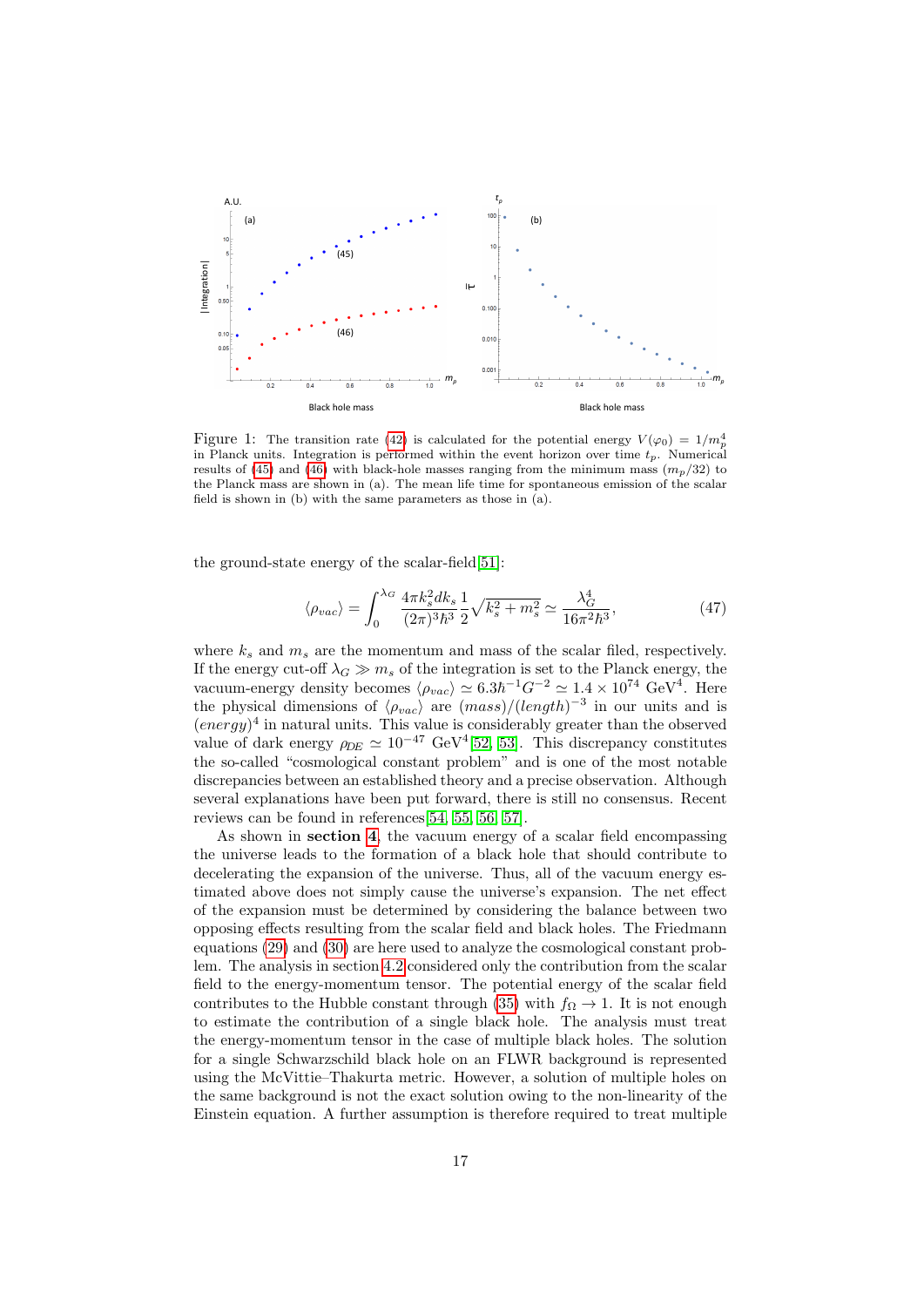Figure 1: The transition rate (42) is calculated for the potential energy $V(\varphi_0) = 1/m_p^4$ in Planck units. Integration is performed within the event horizon over time $t_p$. Numerical results of (45) and (46) with black-hole masses ranging from the minimum mass ($m_p/32$) to the Planck mass are shown in (a). The mean life time for spontaneous emission of the scalar field is shown in (b) with the same parameters as those in (a).

the ground-state energy of the scalar-field[51]:

$$\langle \rho_{vac} \rangle = \int_0^{\lambda_G} \frac{4\pi k_s^2 dk_s}{(2\pi)^3 \hbar^3} \frac{1}{2} \sqrt{k_s^2 + m_s^2} \simeq \frac{\lambda_G^4}{16\pi^2 \hbar^3}, \tag{47}$$

where $k_s$ and $m_s$ are the momentum and mass of the scalar filed, respectively. If the energy cut-off $\lambda_G \gg m_s$ of the integration is set to the Planck energy, the vacuum-energy density becomes $\langle \rho_{vac} \rangle \simeq 6.3\hbar^{-1}G^{-2} \simeq 1.4 \times 10^{74}$ GeV$^4$. Here the physical dimensions of $\langle \rho_{vac} \rangle$ are $(mass)/(length)^{-3}$ in our units and is $(energy)^4$ in natural units. This value is considerably greater than the observed value of dark energy $\rho_{DE} \simeq 10^{-47}$ GeV$^4$[52, 53]. This discrepancy constitutes the so-called "cosmological constant problem" and is one of the most notable discrepancies between an established theory and a precise observation. Although several explanations have been put forward, there is still no consensus. Recent reviews can be found in references[54, 55, 56, 57].

As shown in **section 4**, the vacuum energy of a scalar field encompassing the universe leads to the formation of a black hole that should contribute to decelerating the expansion of the universe. Thus, all of the vacuum energy estimated above does not simply cause the universe's expansion. The net effect of the expansion must be determined by considering the balance between two opposing effects resulting from the scalar field and black holes. The Friedmann equations (29) and (30) are here used to analyze the cosmological constant problem. The analysis in section 4.2 considered only the contribution from the scalar field to the energy-momentum tensor. The potential energy of the scalar field contributes to the Hubble constant through (35) with $f_\Omega \to 1$. It is not enough to estimate the contribution of a single black hole. The analysis must treat the energy-momentum tensor in the case of multiple black holes. The solution for a single Schwarzschild black hole on an FLWR background is represented using the McVittie–Thakurta metric. However, a solution of multiple holes on the same background is not the exact solution owing to the non-linearity of the Einstein equation. A further assumption is therefore required to treat multiple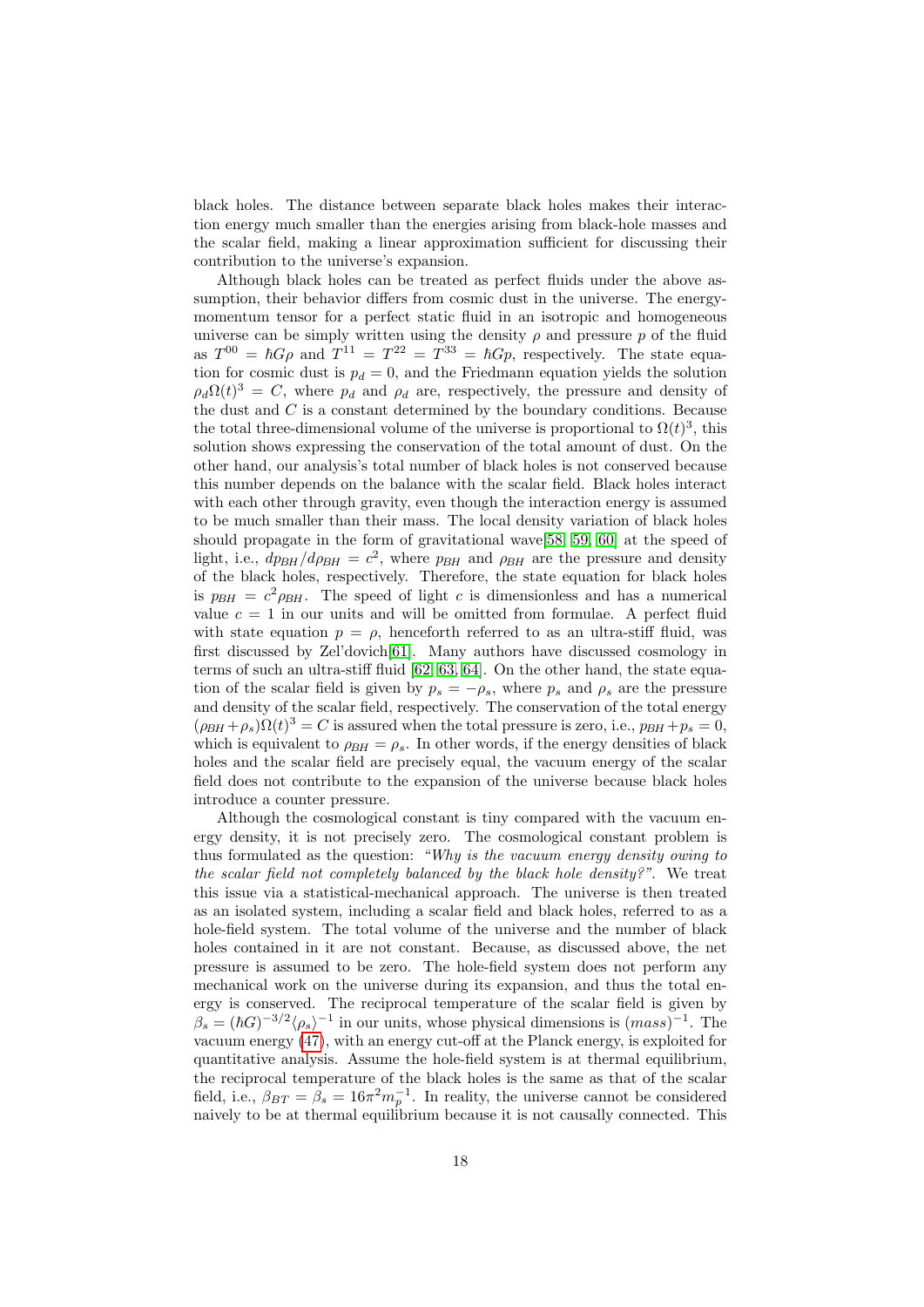black holes. The distance between separate black holes makes their interaction energy much smaller than the energies arising from black-hole masses and the scalar field, making a linear approximation sufficient for discussing their contribution to the universe's expansion.

Although black holes can be treated as perfect fluids under the above assumption, their behavior differs from cosmic dust in the universe. The energy-momentum tensor for a perfect static fluid in an isotropic and homogeneous universe can be simply written using the density $\rho$ and pressure $p$ of the fluid as $T^{00} = \hbar G\rho$ and $T^{11} = T^{22} = T^{33} = \hbar G p$, respectively. The state equation for cosmic dust is $p_d = 0$, and the Friedmann equation yields the solution $\rho_d \Omega(t)^3 = C$, where $p_d$ and $\rho_d$ are, respectively, the pressure and density of the dust and $C$ is a constant determined by the boundary conditions. Because the total three-dimensional volume of the universe is proportional to $\Omega(t)^3$, this solution shows expressing the conservation of the total amount of dust. On the other hand, our analysis's total number of black holes is not conserved because this number depends on the balance with the scalar field. Black holes interact with each other through gravity, even though the interaction energy is assumed to be much smaller than their mass. The local density variation of black holes should propagate in the form of gravitational wave[58, 59, 60] at the speed of light, i.e., $dp_{BH}/d\rho_{BH} = c^2$, where $p_{BH}$ and $\rho_{BH}$ are the pressure and density of the black holes, respectively. Therefore, the state equation for black holes is $p_{BH} = c^2 \rho_{BH}$. The speed of light $c$ is dimensionless and has a numerical value $c = 1$ in our units and will be omitted from formulae. A perfect fluid with state equation $p = \rho$, henceforth referred to as an ultra-stiff fluid, was first discussed by Zel'dovich[61]. Many authors have discussed cosmology in terms of such an ultra-stiff fluid [62, 63, 64]. On the other hand, the state equation of the scalar field is given by $p_s = -\rho_s$, where $p_s$ and $\rho_s$ are the pressure and density of the scalar field, respectively. The conservation of the total energy $(\rho_{BH} + \rho_s)\Omega(t)^3 = C$ is assured when the total pressure is zero, i.e., $p_{BH} + p_s = 0$, which is equivalent to $\rho_{BH} = \rho_s$. In other words, if the energy densities of black holes and the scalar field are precisely equal, the vacuum energy of the scalar field does not contribute to the expansion of the universe because black holes introduce a counter pressure.

Although the cosmological constant is tiny compared with the vacuum energy density, it is not precisely zero. The cosmological constant problem is thus formulated as the question: *"Why is the vacuum energy density owing to the scalar field not completely balanced by the black hole density?"*. We treat this issue via a statistical-mechanical approach. The universe is then treated as an isolated system, including a scalar field and black holes, referred to as a hole-field system. The total volume of the universe and the number of black holes contained in it are not constant. Because, as discussed above, the net pressure is assumed to be zero. The hole-field system does not perform any mechanical work on the universe during its expansion, and thus the total energy is conserved. The reciprocal temperature of the scalar field is given by $\beta_s = (\hbar G)^{-3/2} \langle \rho_s \rangle^{-1}$ in our units, whose physical dimensions is $(mass)^{-1}$. The vacuum energy (47), with an energy cut-off at the Planck energy, is exploited for quantitative analysis. Assume the hole-field system is at thermal equilibrium, the reciprocal temperature of the black holes is the same as that of the scalar field, i.e., $\beta_{BT} = \beta_s = 16\pi^2 m_p^{-1}$. In reality, the universe cannot be considered naively to be at thermal equilibrium because it is not causally connected. This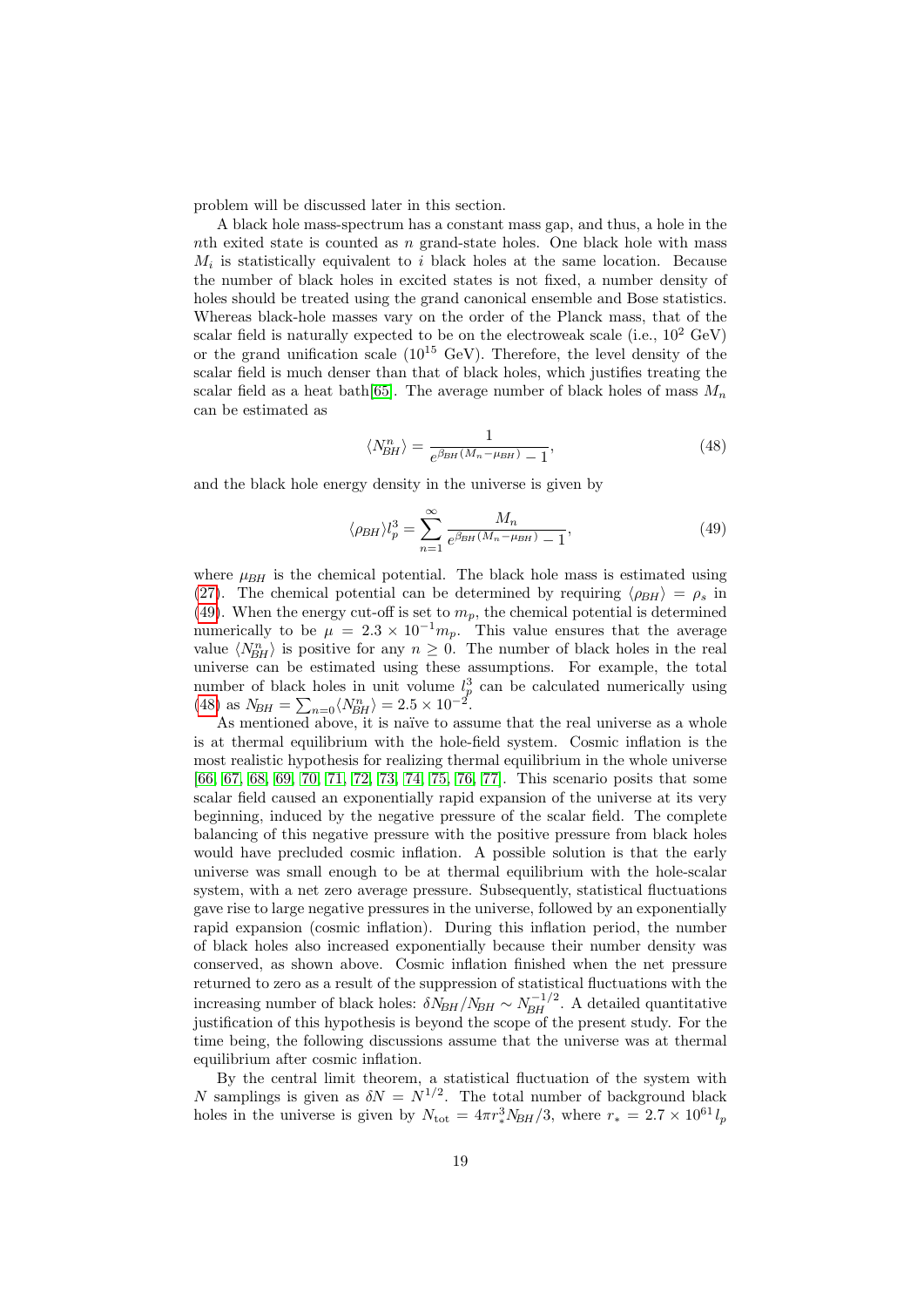problem will be discussed later in this section.

A black hole mass-spectrum has a constant mass gap, and thus, a hole in the $n$th exited state is counted as $n$ grand-state holes. One black hole with mass $M_i$ is statistically equivalent to $i$ black holes at the same location. Because the number of black holes in excited states is not fixed, a number density of holes should be treated using the grand canonical ensemble and Bose statistics. Whereas black-hole masses vary on the order of the Planck mass, that of the scalar field is naturally expected to be on the electroweak scale (i.e., $10^2$ GeV) or the grand unification scale ($10^{15}$ GeV). Therefore, the level density of the scalar field is much denser than that of black holes, which justifies treating the scalar field as a heat bath[65]. The average number of black holes of mass $M_n$ can be estimated as

$$\langle N_{BH}^n \rangle = \frac{1}{e^{\beta_{BH}(M_n - \mu_{BH})} - 1}, \tag{48}$$

and the black hole energy density in the universe is given by

$$\langle \rho_{BH} \rangle l_p^3 = \sum_{n=1}^{\infty} \frac{M_n}{e^{\beta_{BH}(M_n - \mu_{BH})} - 1}, \tag{49}$$

where $\mu_{BH}$ is the chemical potential. The black hole mass is estimated using (27). The chemical potential can be determined by requiring $\langle \rho_{BH} \rangle = \rho_s$ in (49). When the energy cut-off is set to $m_p$, the chemical potential is determined numerically to be $\mu = 2.3 \times 10^{-1} m_p$. This value ensures that the average value $\langle N_{BH}^n \rangle$ is positive for any $n \geq 0$. The number of black holes in the real universe can be estimated using these assumptions. For example, the total number of black holes in unit volume $l_p^3$ can be calculated numerically using (48) as $N_{BH} = \sum_{n=0} \langle N_{BH}^n \rangle = 2.5 \times 10^{-2}$.

As mentioned above, it is naïve to assume that the real universe as a whole is at thermal equilibrium with the hole-field system. Cosmic inflation is the most realistic hypothesis for realizing thermal equilibrium in the whole universe [66, 67, 68, 69, 70, 71, 72, 73, 74, 75, 76, 77]. This scenario posits that some scalar field caused an exponentially rapid expansion of the universe at its very beginning, induced by the negative pressure of the scalar field. The complete balancing of this negative pressure with the positive pressure from black holes would have precluded cosmic inflation. A possible solution is that the early universe was small enough to be at thermal equilibrium with the hole-scalar system, with a net zero average pressure. Subsequently, statistical fluctuations gave rise to large negative pressures in the universe, followed by an exponentially rapid expansion (cosmic inflation). During this inflation period, the number of black holes also increased exponentially because their number density was conserved, as shown above. Cosmic inflation finished when the net pressure returned to zero as a result of the suppression of statistical fluctuations with the increasing number of black holes: $\delta N_{BH}/N_{BH} \sim N_{BH}^{-1/2}$. A detailed quantitative justification of this hypothesis is beyond the scope of the present study. For the time being, the following discussions assume that the universe was at thermal equilibrium after cosmic inflation.

By the central limit theorem, a statistical fluctuation of the system with $N$ samplings is given as $\delta N = N^{1/2}$. The total number of background black holes in the universe is given by $N_{\text{tot}} = 4\pi r_*^3 N_{BH}/3$, where $r_* = 2.7 \times 10^{61} l_p$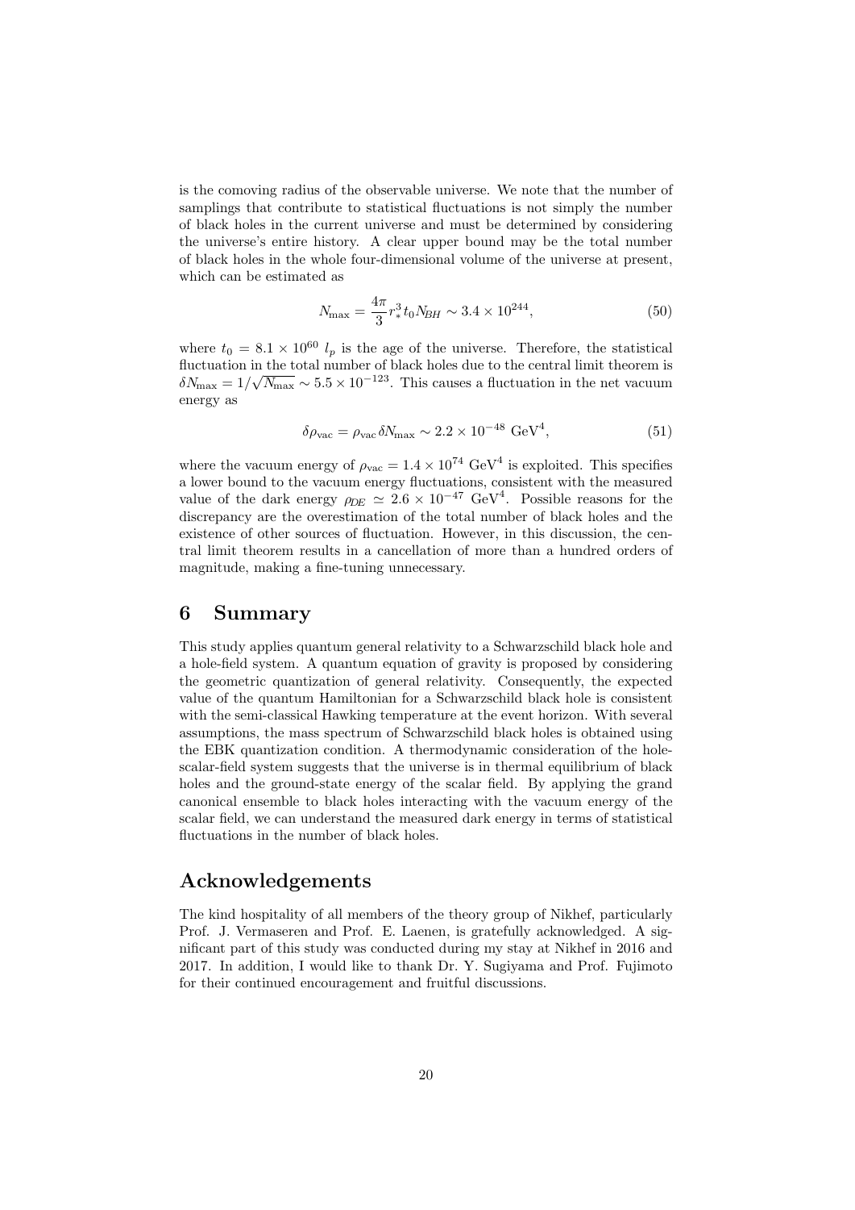is the comoving radius of the observable universe. We note that the number of samplings that contribute to statistical fluctuations is not simply the number of black holes in the current universe and must be determined by considering the universe's entire history. A clear upper bound may be the total number of black holes in the whole four-dimensional volume of the universe at present, which can be estimated as

$$N_{\max} = \frac{4\pi}{3} r_*^3 t_0 N_{BH} \sim 3.4 \times 10^{244}, \tag{50}$$

where $t_0 = 8.1 \times 10^{60}\ l_p$ is the age of the universe. Therefore, the statistical fluctuation in the total number of black holes due to the central limit theorem is $\delta N_{\max} = 1/\sqrt{N_{\max}} \sim 5.5 \times 10^{-123}$. This causes a fluctuation in the net vacuum energy as

$$\delta\rho_{\rm vac} = \rho_{\rm vac}\, \delta N_{\max} \sim 2.2 \times 10^{-48}\ {\rm GeV}^4, \tag{51}$$

where the vacuum energy of $\rho_{\rm vac} = 1.4 \times 10^{74}\ {\rm GeV}^4$ is exploited. This specifies a lower bound to the vacuum energy fluctuations, consistent with the measured value of the dark energy $\rho_{DE} \simeq 2.6 \times 10^{-47}\ {\rm GeV}^4$. Possible reasons for the discrepancy are the overestimation of the total number of black holes and the existence of other sources of fluctuation. However, in this discussion, the central limit theorem results in a cancellation of more than a hundred orders of magnitude, making a fine-tuning unnecessary.

# 6 Summary

This study applies quantum general relativity to a Schwarzschild black hole and a hole-field system. A quantum equation of gravity is proposed by considering the geometric quantization of general relativity. Consequently, the expected value of the quantum Hamiltonian for a Schwarzschild black hole is consistent with the semi-classical Hawking temperature at the event horizon. With several assumptions, the mass spectrum of Schwarzschild black holes is obtained using the EBK quantization condition. A thermodynamic consideration of the hole-scalar-field system suggests that the universe is in thermal equilibrium of black holes and the ground-state energy of the scalar field. By applying the grand canonical ensemble to black holes interacting with the vacuum energy of the scalar field, we can understand the measured dark energy in terms of statistical fluctuations in the number of black holes.

# Acknowledgements

The kind hospitality of all members of the theory group of Nikhef, particularly Prof. J. Vermaseren and Prof. E. Laenen, is gratefully acknowledged. A significant part of this study was conducted during my stay at Nikhef in 2016 and 2017. In addition, I would like to thank Dr. Y. Sugiyama and Prof. Fujimoto for their continued encouragement and fruitful discussions.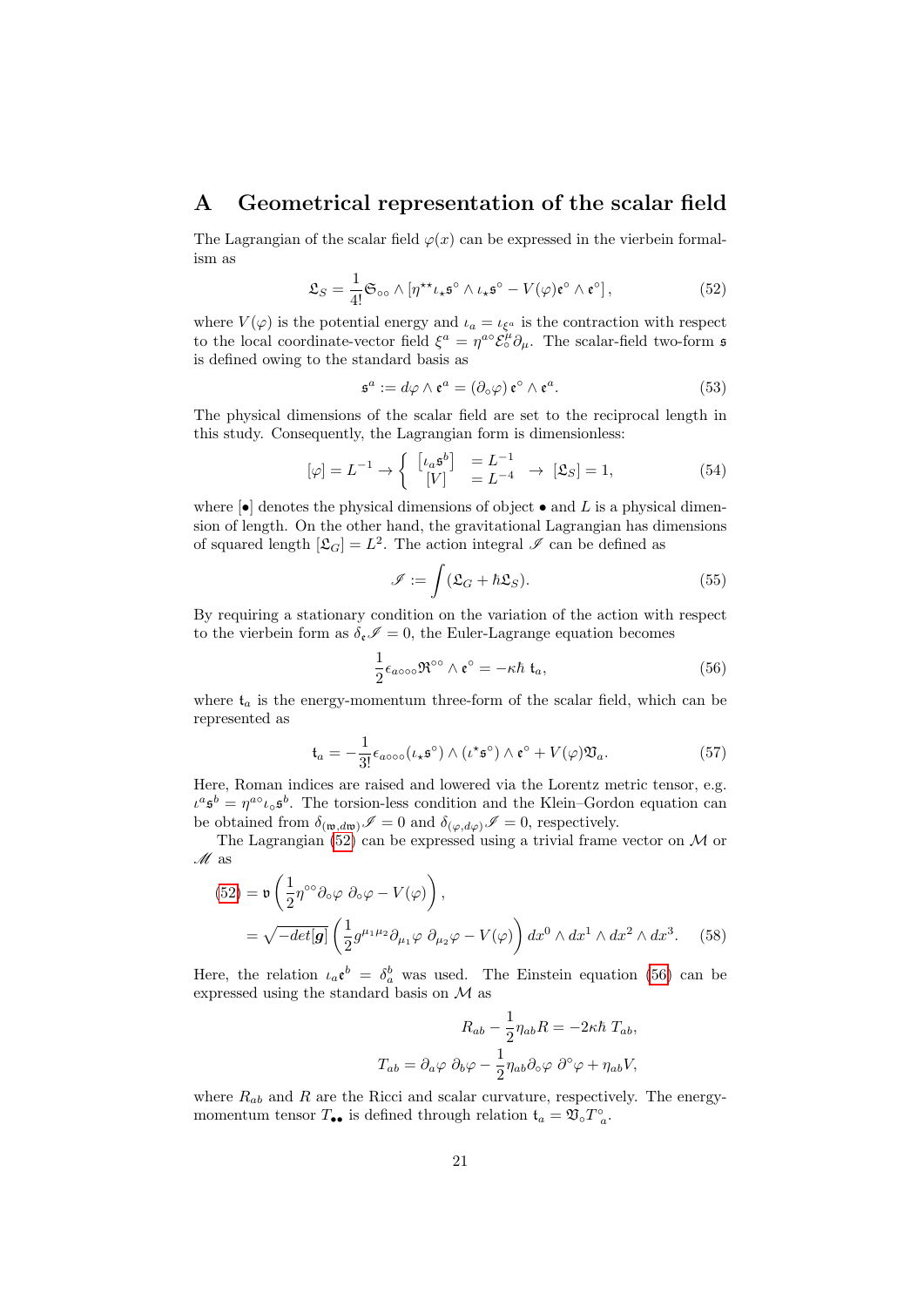## A Geometrical representation of the scalar field

The Lagrangian of the scalar field $\varphi(x)$ can be expressed in the vierbein formalism as

$$\mathfrak{L}_S = \frac{1}{4!}\mathfrak{S}_{\circ\circ} \wedge \left[\eta^{\star\star}\iota_\star\mathfrak{s}^\circ \wedge \iota_\star\mathfrak{s}^\circ - V(\varphi)\mathfrak{e}^\circ \wedge \mathfrak{e}^\circ\right], \tag{52}$$

where $V(\varphi)$ is the potential energy and $\iota_a = \iota_{\xi^a}$ is the contraction with respect to the local coordinate-vector field $\xi^a = \eta^{a\circ}\mathcal{E}^\mu_\circ\partial_\mu$. The scalar-field two-form $\mathfrak{s}$ is defined owing to the standard basis as

$$\mathfrak{s}^a := d\varphi \wedge \mathfrak{e}^a = (\partial_\circ\varphi)\,\mathfrak{e}^\circ \wedge \mathfrak{e}^a. \tag{53}$$

The physical dimensions of the scalar field are set to the reciprocal length in this study. Consequently, the Lagrangian form is dimensionless:

$$[\varphi] = L^{-1} \rightarrow \left\{ \begin{array}{ll} \left[\iota_a\mathfrak{s}^b\right] & = L^{-1} \\ \left[V\right] & = L^{-4} \end{array} \right. \rightarrow\; [\mathfrak{L}_S] = 1, \tag{54}$$

where $[\bullet]$ denotes the physical dimensions of object $\bullet$ and $L$ is a physical dimension of length. On the other hand, the gravitational Lagrangian has dimensions of squared length $[\mathfrak{L}_G] = L^2$. The action integral $\mathscr{I}$ can be defined as

$$\mathscr{I} := \int (\mathfrak{L}_G + \hbar\mathfrak{L}_S). \tag{55}$$

By requiring a stationary condition on the variation of the action with respect to the vierbein form as $\delta_\mathfrak{e}\mathscr{I} = 0$, the Euler-Lagrange equation becomes

$$\frac{1}{2}\epsilon_{a\circ\circ\circ}\mathfrak{R}^{\circ\circ} \wedge \mathfrak{e}^\circ = -\kappa\hbar\; \mathfrak{t}_a, \tag{56}$$

where $\mathfrak{t}_a$ is the energy-momentum three-form of the scalar field, which can be represented as

$$\mathfrak{t}_a = -\frac{1}{3!}\epsilon_{a\circ\circ\circ}(\iota_\star\mathfrak{s}^\circ) \wedge (\iota^\star\mathfrak{s}^\circ) \wedge \mathfrak{e}^\circ + V(\varphi)\mathfrak{V}_a. \tag{57}$$

Here, Roman indices are raised and lowered via the Lorentz metric tensor, e.g. $\iota^a\mathfrak{s}^b = \eta^{a\circ}\iota_\circ\mathfrak{s}^b$. The torsion-less condition and the Klein–Gordon equation can be obtained from $\delta_{(\mathfrak{w},d\mathfrak{w})}\mathscr{I} = 0$ and $\delta_{(\varphi,d\varphi)}\mathscr{I} = 0$, respectively.

The Lagrangian (52) can be expressed using a trivial frame vector on $\mathcal{M}$ or $\mathscr{M}$ as

$$\begin{aligned}(52) &= \mathfrak{v}\left(\frac{1}{2}\eta^{\circ\circ}\partial_\circ\varphi\; \partial_\circ\varphi - V(\varphi)\right), \\ &= \sqrt{-det[\boldsymbol{g}]}\left(\frac{1}{2}g^{\mu_1\mu_2}\partial_{\mu_1}\varphi\; \partial_{\mu_2}\varphi - V(\varphi)\right)dx^0 \wedge dx^1 \wedge dx^2 \wedge dx^3. \end{aligned} \tag{58}$$

Here, the relation $\iota_a\mathfrak{e}^b = \delta^b_a$ was used. The Einstein equation (56) can be expressed using the standard basis on $\mathcal{M}$ as

$$R_{ab} - \frac{1}{2}\eta_{ab}R = -2\kappa\hbar\; T_{ab},$$

$$T_{ab} = \partial_a\varphi\; \partial_b\varphi - \frac{1}{2}\eta_{ab}\partial_\circ\varphi\; \partial^\circ\varphi + \eta_{ab}V,$$

where $R_{ab}$ and $R$ are the Ricci and scalar curvature, respectively. The energy-momentum tensor $T_{\bullet\bullet}$ is defined through relation $\mathfrak{t}_a = \mathfrak{V}_\circ T^\circ{}_a$.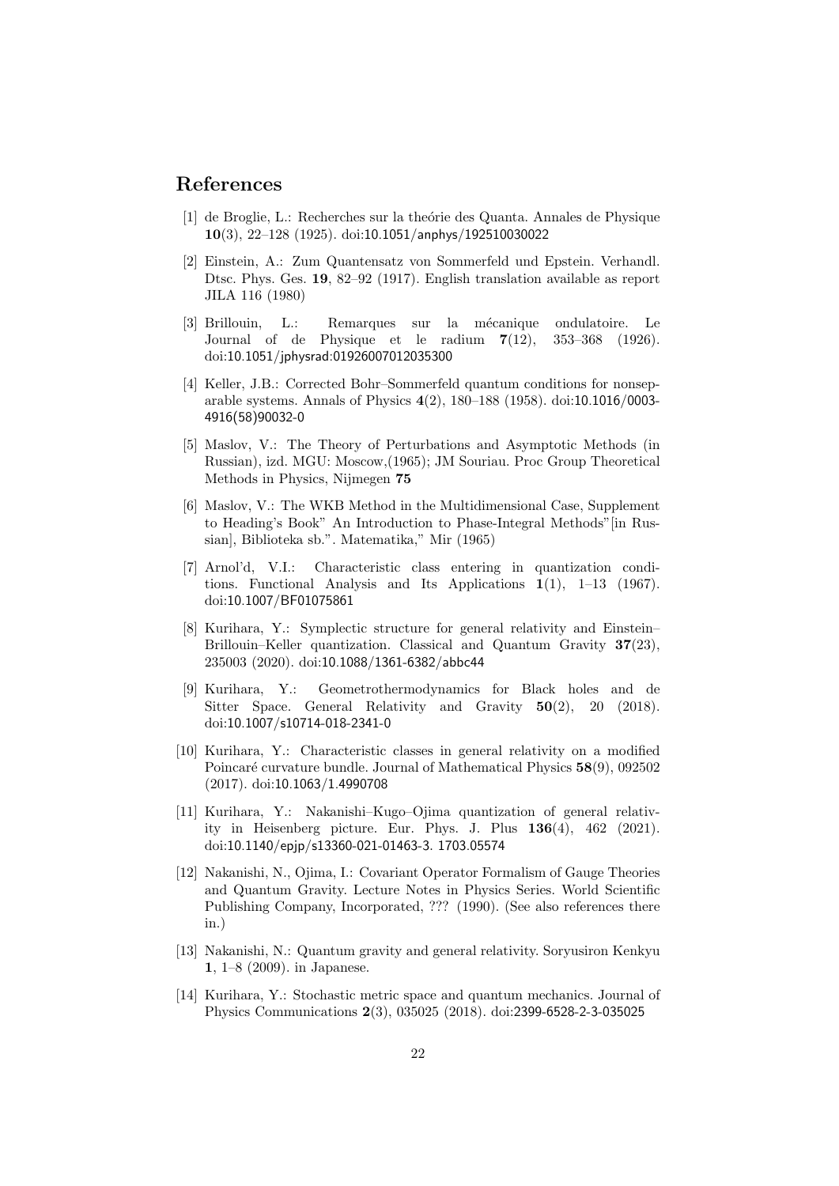## References

[1] de Broglie, L.: Recherches sur la theórie des Quanta. Annales de Physique **10**(3), 22–128 (1925). doi:10.1051/anphys/192510030022

[2] Einstein, A.: Zum Quantensatz von Sommerfeld und Epstein. Verhandl. Dtsc. Phys. Ges. **19**, 82–92 (1917). English translation available as report JILA 116 (1980)

[3] Brillouin, L.: Remarques sur la mécanique ondulatoire. Le Journal of de Physique et le radium **7**(12), 353–368 (1926). doi:10.1051/jphysrad:01926007012035300

[4] Keller, J.B.: Corrected Bohr–Sommerfeld quantum conditions for nonseparable systems. Annals of Physics **4**(2), 180–188 (1958). doi:10.1016/0003-4916(58)90032-0

[5] Maslov, V.: The Theory of Perturbations and Asymptotic Methods (in Russian), izd. MGU: Moscow,(1965); JM Souriau. Proc Group Theoretical Methods in Physics, Nijmegen **75**

[6] Maslov, V.: The WKB Method in the Multidimensional Case, Supplement to Heading's Book" An Introduction to Phase-Integral Methods"[in Russian], Biblioteka sb.". Matematika," Mir (1965)

[7] Arnol'd, V.I.: Characteristic class entering in quantization conditions. Functional Analysis and Its Applications **1**(1), 1–13 (1967). doi:10.1007/BF01075861

[8] Kurihara, Y.: Symplectic structure for general relativity and Einstein–Brillouin–Keller quantization. Classical and Quantum Gravity **37**(23), 235003 (2020). doi:10.1088/1361-6382/abbc44

[9] Kurihara, Y.: Geometrothermodynamics for Black holes and de Sitter Space. General Relativity and Gravity **50**(2), 20 (2018). doi:10.1007/s10714-018-2341-0

[10] Kurihara, Y.: Characteristic classes in general relativity on a modified Poincaré curvature bundle. Journal of Mathematical Physics **58**(9), 092502 (2017). doi:10.1063/1.4990708

[11] Kurihara, Y.: Nakanishi–Kugo–Ojima quantization of general relativity in Heisenberg picture. Eur. Phys. J. Plus **136**(4), 462 (2021). doi:10.1140/epjp/s13360-021-01463-3. 1703.05574

[12] Nakanishi, N., Ojima, I.: Covariant Operator Formalism of Gauge Theories and Quantum Gravity. Lecture Notes in Physics Series. World Scientific Publishing Company, Incorporated, ??? (1990). (See also references there in.)

[13] Nakanishi, N.: Quantum gravity and general relativity. Soryusiron Kenkyu **1**, 1–8 (2009). in Japanese.

[14] Kurihara, Y.: Stochastic metric space and quantum mechanics. Journal of Physics Communications **2**(3), 035025 (2018). doi:2399-6528-2-3-035025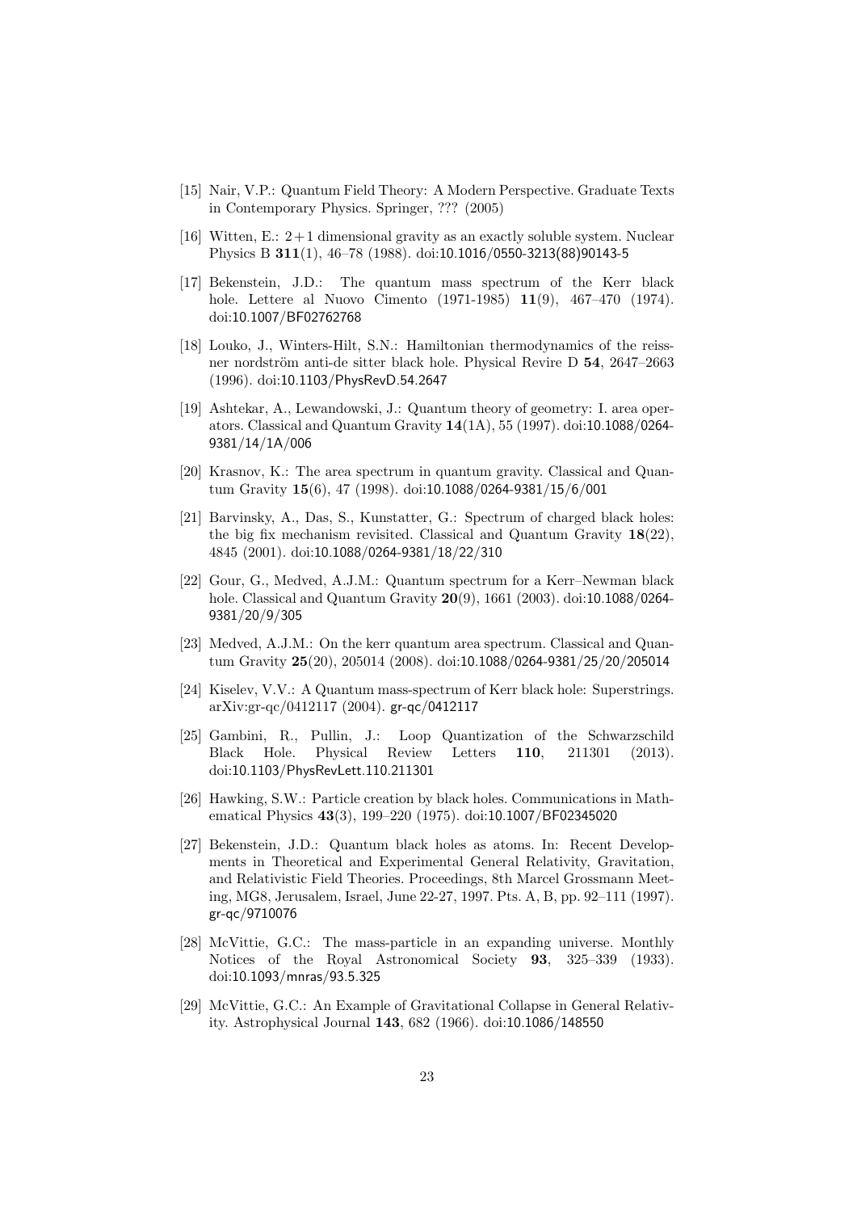[15] Nair, V.P.: Quantum Field Theory: A Modern Perspective. Graduate Texts in Contemporary Physics. Springer, ??? (2005)

[16] Witten, E.: $2+1$ dimensional gravity as an exactly soluble system. Nuclear Physics B **311**(1), 46–78 (1988). doi:10.1016/0550-3213(88)90143-5

[17] Bekenstein, J.D.: The quantum mass spectrum of the Kerr black hole. Lettere al Nuovo Cimento (1971-1985) **11**(9), 467–470 (1974). doi:10.1007/BF02762768

[18] Louko, J., Winters-Hilt, S.N.: Hamiltonian thermodynamics of the reissner nordström anti-de sitter black hole. Physical Revire D **54**, 2647–2663 (1996). doi:10.1103/PhysRevD.54.2647

[19] Ashtekar, A., Lewandowski, J.: Quantum theory of geometry: I. area operators. Classical and Quantum Gravity **14**(1A), 55 (1997). doi:10.1088/0264-9381/14/1A/006

[20] Krasnov, K.: The area spectrum in quantum gravity. Classical and Quantum Gravity **15**(6), 47 (1998). doi:10.1088/0264-9381/15/6/001

[21] Barvinsky, A., Das, S., Kunstatter, G.: Spectrum of charged black holes: the big fix mechanism revisited. Classical and Quantum Gravity **18**(22), 4845 (2001). doi:10.1088/0264-9381/18/22/310

[22] Gour, G., Medved, A.J.M.: Quantum spectrum for a Kerr–Newman black hole. Classical and Quantum Gravity **20**(9), 1661 (2003). doi:10.1088/0264-9381/20/9/305

[23] Medved, A.J.M.: On the kerr quantum area spectrum. Classical and Quantum Gravity **25**(20), 205014 (2008). doi:10.1088/0264-9381/25/20/205014

[24] Kiselev, V.V.: A Quantum mass-spectrum of Kerr black hole: Superstrings. arXiv:gr-qc/0412117 (2004). gr-qc/0412117

[25] Gambini, R., Pullin, J.: Loop Quantization of the Schwarzschild Black Hole. Physical Review Letters **110**, 211301 (2013). doi:10.1103/PhysRevLett.110.211301

[26] Hawking, S.W.: Particle creation by black holes. Communications in Mathematical Physics **43**(3), 199–220 (1975). doi:10.1007/BF02345020

[27] Bekenstein, J.D.: Quantum black holes as atoms. In: Recent Developments in Theoretical and Experimental General Relativity, Gravitation, and Relativistic Field Theories. Proceedings, 8th Marcel Grossmann Meeting, MG8, Jerusalem, Israel, June 22-27, 1997. Pts. A, B, pp. 92–111 (1997). gr-qc/9710076

[28] McVittie, G.C.: The mass-particle in an expanding universe. Monthly Notices of the Royal Astronomical Society **93**, 325–339 (1933). doi:10.1093/mnras/93.5.325

[29] McVittie, G.C.: An Example of Gravitational Collapse in General Relativity. Astrophysical Journal **143**, 682 (1966). doi:10.1086/148550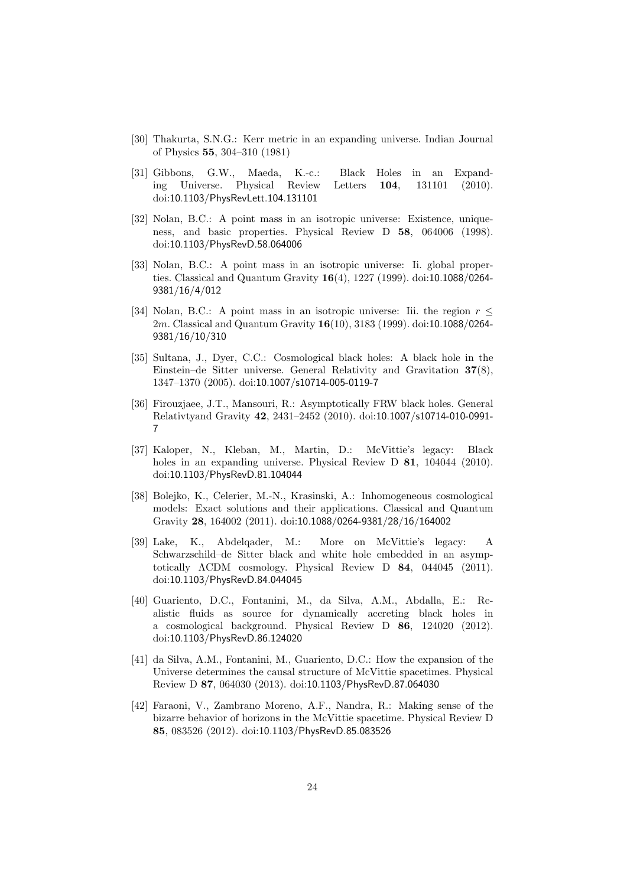[30] Thakurta, S.N.G.: Kerr metric in an expanding universe. Indian Journal of Physics **55**, 304–310 (1981)

[31] Gibbons, G.W., Maeda, K.-c.: Black Holes in an Expanding Universe. Physical Review Letters **104**, 131101 (2010). doi:10.1103/PhysRevLett.104.131101

[32] Nolan, B.C.: A point mass in an isotropic universe: Existence, uniqueness, and basic properties. Physical Review D **58**, 064006 (1998). doi:10.1103/PhysRevD.58.064006

[33] Nolan, B.C.: A point mass in an isotropic universe: Ii. global properties. Classical and Quantum Gravity **16**(4), 1227 (1999). doi:10.1088/0264-9381/16/4/012

[34] Nolan, B.C.: A point mass in an isotropic universe: Iii. the region $r \leq 2m$. Classical and Quantum Gravity **16**(10), 3183 (1999). doi:10.1088/0264-9381/16/10/310

[35] Sultana, J., Dyer, C.C.: Cosmological black holes: A black hole in the Einstein–de Sitter universe. General Relativity and Gravitation **37**(8), 1347–1370 (2005). doi:10.1007/s10714-005-0119-7

[36] Firouzjaee, J.T., Mansouri, R.: Asymptotically FRW black holes. General Relativtyand Gravity **42**, 2431–2452 (2010). doi:10.1007/s10714-010-0991-7

[37] Kaloper, N., Kleban, M., Martin, D.: McVittie's legacy: Black holes in an expanding universe. Physical Review D **81**, 104044 (2010). doi:10.1103/PhysRevD.81.104044

[38] Bolejko, K., Celerier, M.-N., Krasinski, A.: Inhomogeneous cosmological models: Exact solutions and their applications. Classical and Quantum Gravity **28**, 164002 (2011). doi:10.1088/0264-9381/28/16/164002

[39] Lake, K., Abdelqader, M.: More on McVittie's legacy: A Schwarzschild–de Sitter black and white hole embedded in an asymptotically ΛCDM cosmology. Physical Review D **84**, 044045 (2011). doi:10.1103/PhysRevD.84.044045

[40] Guariento, D.C., Fontanini, M., da Silva, A.M., Abdalla, E.: Realistic fluids as source for dynamically accreting black holes in a cosmological background. Physical Review D **86**, 124020 (2012). doi:10.1103/PhysRevD.86.124020

[41] da Silva, A.M., Fontanini, M., Guariento, D.C.: How the expansion of the Universe determines the causal structure of McVittie spacetimes. Physical Review D **87**, 064030 (2013). doi:10.1103/PhysRevD.87.064030

[42] Faraoni, V., Zambrano Moreno, A.F., Nandra, R.: Making sense of the bizarre behavior of horizons in the McVittie spacetime. Physical Review D **85**, 083526 (2012). doi:10.1103/PhysRevD.85.083526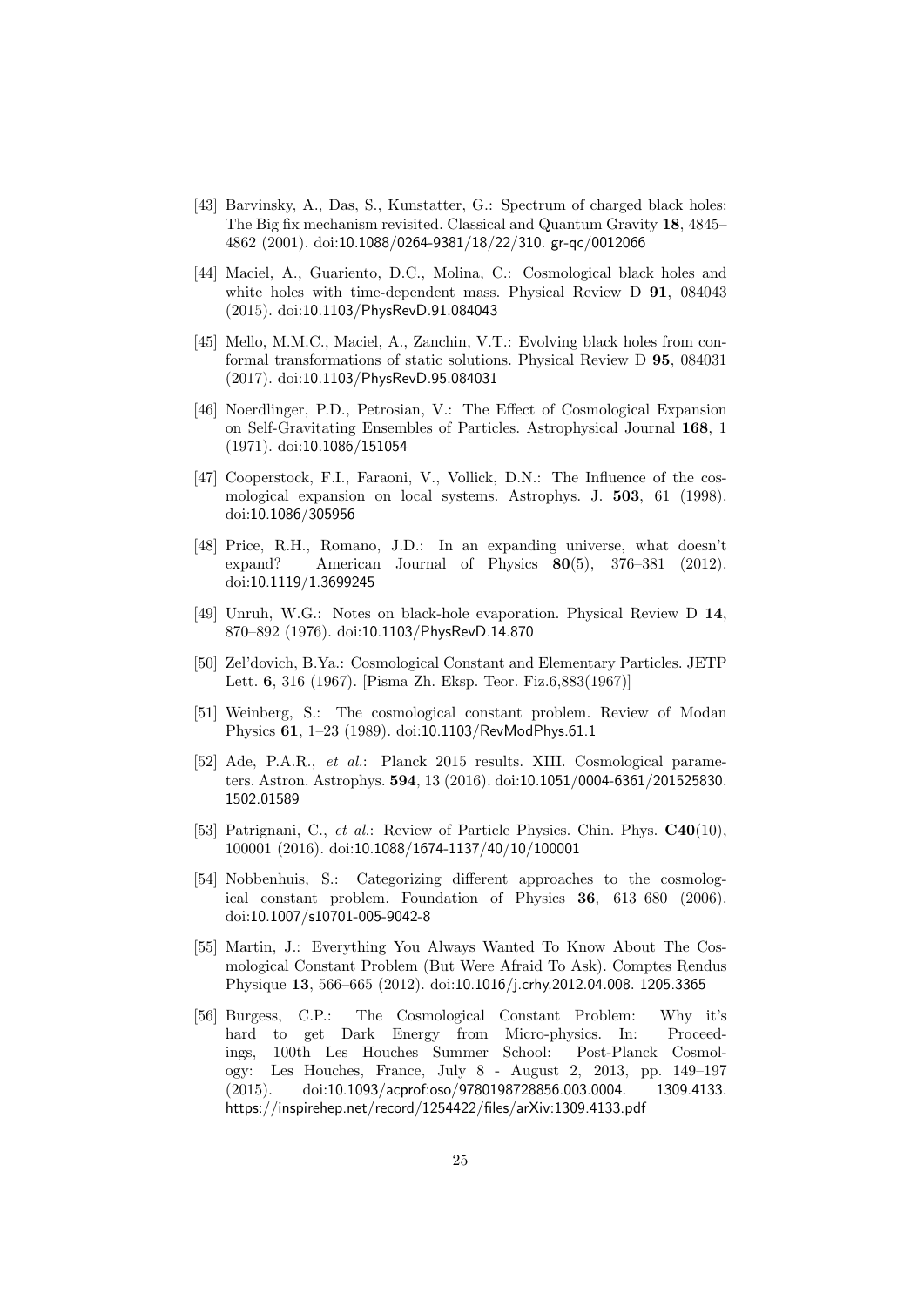[43] Barvinsky, A., Das, S., Kunstatter, G.: Spectrum of charged black holes: The Big fix mechanism revisited. Classical and Quantum Gravity **18**, 4845–4862 (2001). doi:10.1088/0264-9381/18/22/310. gr-qc/0012066

[44] Maciel, A., Guariento, D.C., Molina, C.: Cosmological black holes and white holes with time-dependent mass. Physical Review D **91**, 084043 (2015). doi:10.1103/PhysRevD.91.084043

[45] Mello, M.M.C., Maciel, A., Zanchin, V.T.: Evolving black holes from conformal transformations of static solutions. Physical Review D **95**, 084031 (2017). doi:10.1103/PhysRevD.95.084031

[46] Noerdlinger, P.D., Petrosian, V.: The Effect of Cosmological Expansion on Self-Gravitating Ensembles of Particles. Astrophysical Journal **168**, 1 (1971). doi:10.1086/151054

[47] Cooperstock, F.I., Faraoni, V., Vollick, D.N.: The Influence of the cosmological expansion on local systems. Astrophys. J. **503**, 61 (1998). doi:10.1086/305956

[48] Price, R.H., Romano, J.D.: In an expanding universe, what doesn't expand? American Journal of Physics **80**(5), 376–381 (2012). doi:10.1119/1.3699245

[49] Unruh, W.G.: Notes on black-hole evaporation. Physical Review D **14**, 870–892 (1976). doi:10.1103/PhysRevD.14.870

[50] Zel'dovich, B.Ya.: Cosmological Constant and Elementary Particles. JETP Lett. **6**, 316 (1967). [Pisma Zh. Eksp. Teor. Fiz.6,883(1967)]

[51] Weinberg, S.: The cosmological constant problem. Review of Modan Physics **61**, 1–23 (1989). doi:10.1103/RevModPhys.61.1

[52] Ade, P.A.R., *et al.*: Planck 2015 results. XIII. Cosmological parameters. Astron. Astrophys. **594**, 13 (2016). doi:10.1051/0004-6361/201525830. 1502.01589

[53] Patrignani, C., *et al.*: Review of Particle Physics. Chin. Phys. **C40**(10), 100001 (2016). doi:10.1088/1674-1137/40/10/100001

[54] Nobbenhuis, S.: Categorizing different approaches to the cosmological constant problem. Foundation of Physics **36**, 613–680 (2006). doi:10.1007/s10701-005-9042-8

[55] Martin, J.: Everything You Always Wanted To Know About The Cosmological Constant Problem (But Were Afraid To Ask). Comptes Rendus Physique **13**, 566–665 (2012). doi:10.1016/j.crhy.2012.04.008. 1205.3365

[56] Burgess, C.P.: The Cosmological Constant Problem: Why it's hard to get Dark Energy from Micro-physics. In: Proceedings, 100th Les Houches Summer School: Post-Planck Cosmology: Les Houches, France, July 8 - August 2, 2013, pp. 149–197 (2015). doi:10.1093/acprof:oso/9780198728856.003.0004. 1309.4133. https://inspirehep.net/record/1254422/files/arXiv:1309.4133.pdf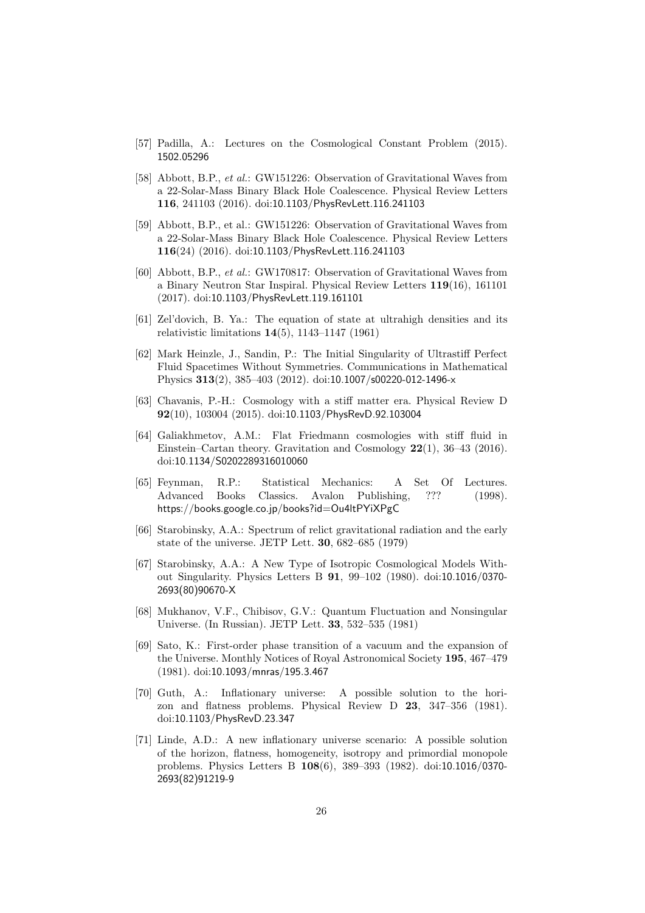[57] Padilla, A.: Lectures on the Cosmological Constant Problem (2015). 1502.05296

[58] Abbott, B.P., *et al.*: GW151226: Observation of Gravitational Waves from a 22-Solar-Mass Binary Black Hole Coalescence. Physical Review Letters **116**, 241103 (2016). doi:10.1103/PhysRevLett.116.241103

[59] Abbott, B.P., et al.: GW151226: Observation of Gravitational Waves from a 22-Solar-Mass Binary Black Hole Coalescence. Physical Review Letters **116**(24) (2016). doi:10.1103/PhysRevLett.116.241103

[60] Abbott, B.P., *et al.*: GW170817: Observation of Gravitational Waves from a Binary Neutron Star Inspiral. Physical Review Letters **119**(16), 161101 (2017). doi:10.1103/PhysRevLett.119.161101

[61] Zel'dovich, B. Ya.: The equation of state at ultrahigh densities and its relativistic limitations **14**(5), 1143–1147 (1961)

[62] Mark Heinzle, J., Sandin, P.: The Initial Singularity of Ultrastiff Perfect Fluid Spacetimes Without Symmetries. Communications in Mathematical Physics **313**(2), 385–403 (2012). doi:10.1007/s00220-012-1496-x

[63] Chavanis, P.-H.: Cosmology with a stiff matter era. Physical Review D **92**(10), 103004 (2015). doi:10.1103/PhysRevD.92.103004

[64] Galiakhmetov, A.M.: Flat Friedmann cosmologies with stiff fluid in Einstein–Cartan theory. Gravitation and Cosmology **22**(1), 36–43 (2016). doi:10.1134/S0202289316010060

[65] Feynman, R.P.: Statistical Mechanics: A Set Of Lectures. Advanced Books Classics. Avalon Publishing, ??? (1998). https://books.google.co.jp/books?id=Ou4ltPYiXPgC

[66] Starobinsky, A.A.: Spectrum of relict gravitational radiation and the early state of the universe. JETP Lett. **30**, 682–685 (1979)

[67] Starobinsky, A.A.: A New Type of Isotropic Cosmological Models Without Singularity. Physics Letters B **91**, 99–102 (1980). doi:10.1016/0370-2693(80)90670-X

[68] Mukhanov, V.F., Chibisov, G.V.: Quantum Fluctuation and Nonsingular Universe. (In Russian). JETP Lett. **33**, 532–535 (1981)

[69] Sato, K.: First-order phase transition of a vacuum and the expansion of the Universe. Monthly Notices of Royal Astronomical Society **195**, 467–479 (1981). doi:10.1093/mnras/195.3.467

[70] Guth, A.: Inflationary universe: A possible solution to the horizon and flatness problems. Physical Review D **23**, 347–356 (1981). doi:10.1103/PhysRevD.23.347

[71] Linde, A.D.: A new inflationary universe scenario: A possible solution of the horizon, flatness, homogeneity, isotropy and primordial monopole problems. Physics Letters B **108**(6), 389–393 (1982). doi:10.1016/0370-2693(82)91219-9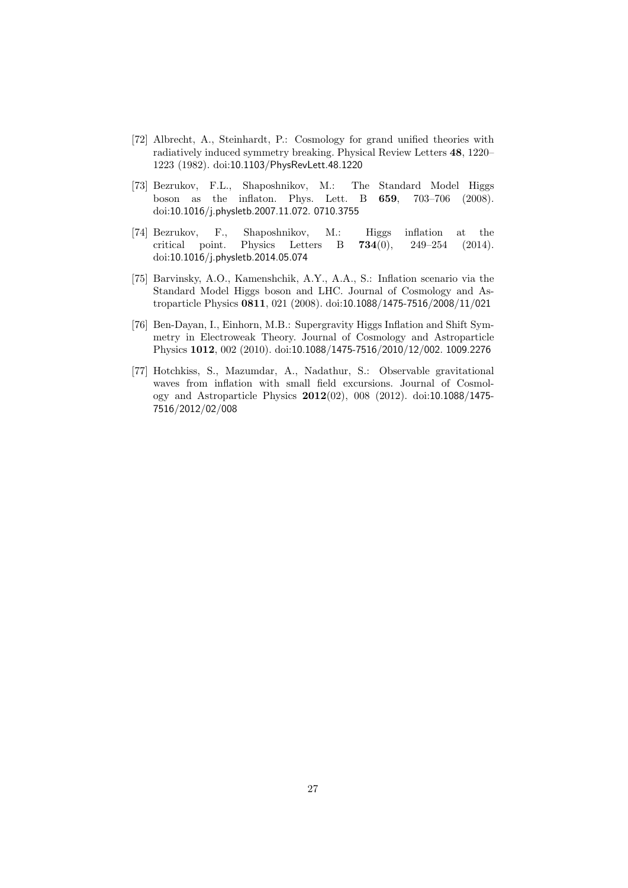[72] Albrecht, A., Steinhardt, P.: Cosmology for grand unified theories with radiatively induced symmetry breaking. Physical Review Letters **48**, 1220–1223 (1982). doi:10.1103/PhysRevLett.48.1220

[73] Bezrukov, F.L., Shaposhnikov, M.: The Standard Model Higgs boson as the inflaton. Phys. Lett. B **659**, 703–706 (2008). doi:10.1016/j.physletb.2007.11.072. 0710.3755

[74] Bezrukov, F., Shaposhnikov, M.: Higgs inflation at the critical point. Physics Letters B **734**(0), 249–254 (2014). doi:10.1016/j.physletb.2014.05.074

[75] Barvinsky, A.O., Kamenshchik, A.Y., A.A., S.: Inflation scenario via the Standard Model Higgs boson and LHC. Journal of Cosmology and Astroparticle Physics **0811**, 021 (2008). doi:10.1088/1475-7516/2008/11/021

[76] Ben-Dayan, I., Einhorn, M.B.: Supergravity Higgs Inflation and Shift Symmetry in Electroweak Theory. Journal of Cosmology and Astroparticle Physics **1012**, 002 (2010). doi:10.1088/1475-7516/2010/12/002. 1009.2276

[77] Hotchkiss, S., Mazumdar, A., Nadathur, S.: Observable gravitational waves from inflation with small field excursions. Journal of Cosmology and Astroparticle Physics **2012**(02), 008 (2012). doi:10.1088/1475-7516/2012/02/008